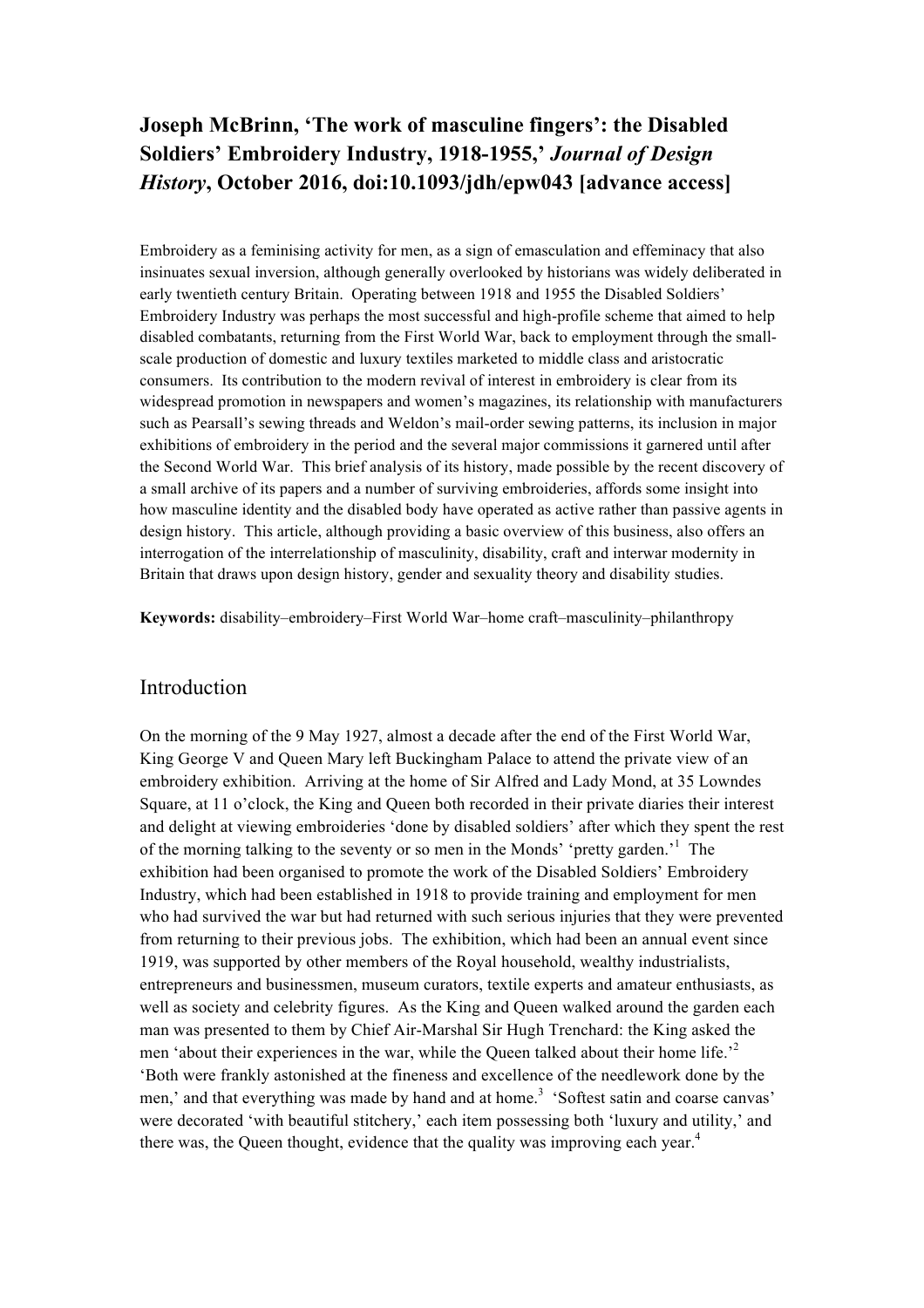**Joseph McBrinn, 'The work of masculine fingers': the Disabled Soldiers' Embroidery Industry, 1918-1955,' *Journal of Design History*, October 2016, doi:10.1093/jdh/epw043 [advance access]**

Embroidery as a feminising activity for men, as a sign of emasculation and effeminacy that also insinuates sexual inversion, although generally overlooked by historians was widely deliberated in early twentieth century Britain. Operating between 1918 and 1955 the Disabled Soldiers' Embroidery Industry was perhaps the most successful and high-profile scheme that aimed to help disabled combatants, returning from the First World War, back to employment through the small-scale production of domestic and luxury textiles marketed to middle class and aristocratic consumers. Its contribution to the modern revival of interest in embroidery is clear from its widespread promotion in newspapers and women's magazines, its relationship with manufacturers such as Pearsall's sewing threads and Weldon's mail-order sewing patterns, its inclusion in major exhibitions of embroidery in the period and the several major commissions it garnered until after the Second World War. This brief analysis of its history, made possible by the recent discovery of a small archive of its papers and a number of surviving embroideries, affords some insight into how masculine identity and the disabled body have operated as active rather than passive agents in design history. This article, although providing a basic overview of this business, also offers an interrogation of the interrelationship of masculinity, disability, craft and interwar modernity in Britain that draws upon design history, gender and sexuality theory and disability studies.

**Keywords:** disability–embroidery–First World War–home craft–masculinity–philanthropy

## Introduction

On the morning of the 9 May 1927, almost a decade after the end of the First World War, King George V and Queen Mary left Buckingham Palace to attend the private view of an embroidery exhibition. Arriving at the home of Sir Alfred and Lady Mond, at 35 Lowndes Square, at 11 o'clock, the King and Queen both recorded in their private diaries their interest and delight at viewing embroideries 'done by disabled soldiers' after which they spent the rest of the morning talking to the seventy or so men in the Monds' 'pretty garden.'[1] The exhibition had been organised to promote the work of the Disabled Soldiers' Embroidery Industry, which had been established in 1918 to provide training and employment for men who had survived the war but had returned with such serious injuries that they were prevented from returning to their previous jobs. The exhibition, which had been an annual event since 1919, was supported by other members of the Royal household, wealthy industrialists, entrepreneurs and businessmen, museum curators, textile experts and amateur enthusiasts, as well as society and celebrity figures. As the King and Queen walked around the garden each man was presented to them by Chief Air-Marshal Sir Hugh Trenchard: the King asked the men 'about their experiences in the war, while the Queen talked about their home life.'[2] 'Both were frankly astonished at the fineness and excellence of the needlework done by the men,' and that everything was made by hand and at home.[3] 'Softest satin and coarse canvas' were decorated 'with beautiful stitchery,' each item possessing both 'luxury and utility,' and there was, the Queen thought, evidence that the quality was improving each year.[4]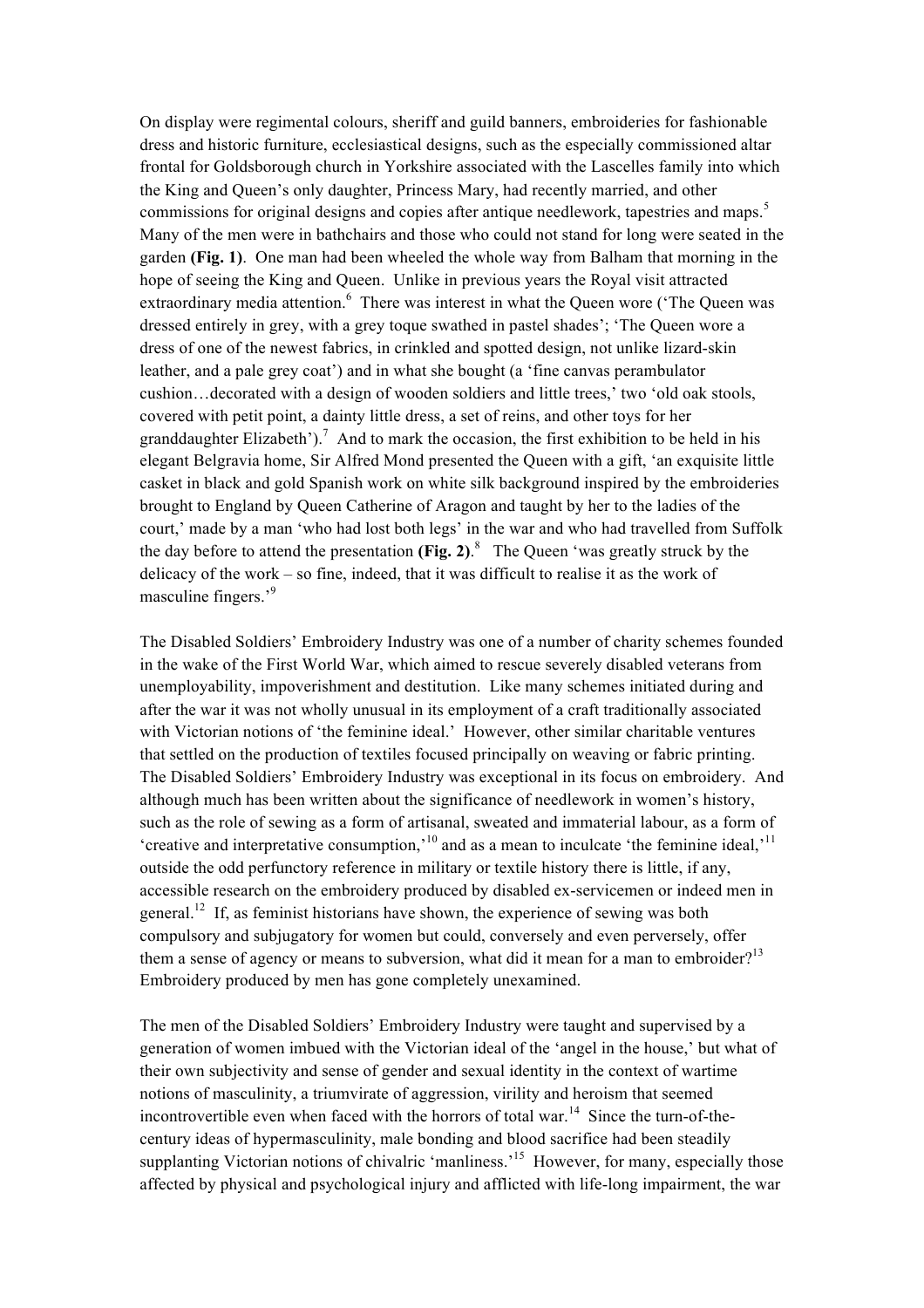On display were regimental colours, sheriff and guild banners, embroideries for fashionable dress and historic furniture, ecclesiastical designs, such as the especially commissioned altar frontal for Goldsborough church in Yorkshire associated with the Lascelles family into which the King and Queen's only daughter, Princess Mary, had recently married, and other commissions for original designs and copies after antique needlework, tapestries and maps.[5] Many of the men were in bathchairs and those who could not stand for long were seated in the garden **(Fig. 1)**. One man had been wheeled the whole way from Balham that morning in the hope of seeing the King and Queen. Unlike in previous years the Royal visit attracted extraordinary media attention.[6] There was interest in what the Queen wore ('The Queen was dressed entirely in grey, with a grey toque swathed in pastel shades'; 'The Queen wore a dress of one of the newest fabrics, in crinkled and spotted design, not unlike lizard-skin leather, and a pale grey coat') and in what she bought (a 'fine canvas perambulator cushion…decorated with a design of wooden soldiers and little trees,' two 'old oak stools, covered with petit point, a dainty little dress, a set of reins, and other toys for her granddaughter Elizabeth').[7] And to mark the occasion, the first exhibition to be held in his elegant Belgravia home, Sir Alfred Mond presented the Queen with a gift, 'an exquisite little casket in black and gold Spanish work on white silk background inspired by the embroideries brought to England by Queen Catherine of Aragon and taught by her to the ladies of the court,' made by a man 'who had lost both legs' in the war and who had travelled from Suffolk the day before to attend the presentation **(Fig. 2)**.[8] The Queen 'was greatly struck by the delicacy of the work – so fine, indeed, that it was difficult to realise it as the work of masculine fingers.'[9]

The Disabled Soldiers' Embroidery Industry was one of a number of charity schemes founded in the wake of the First World War, which aimed to rescue severely disabled veterans from unemployability, impoverishment and destitution. Like many schemes initiated during and after the war it was not wholly unusual in its employment of a craft traditionally associated with Victorian notions of 'the feminine ideal.' However, other similar charitable ventures that settled on the production of textiles focused principally on weaving or fabric printing. The Disabled Soldiers' Embroidery Industry was exceptional in its focus on embroidery. And although much has been written about the significance of needlework in women's history, such as the role of sewing as a form of artisanal, sweated and immaterial labour, as a form of 'creative and interpretative consumption,'[10] and as a mean to inculcate 'the feminine ideal,'[11] outside the odd perfunctory reference in military or textile history there is little, if any, accessible research on the embroidery produced by disabled ex-servicemen or indeed men in general.[12] If, as feminist historians have shown, the experience of sewing was both compulsory and subjugatory for women but could, conversely and even perversely, offer them a sense of agency or means to subversion, what did it mean for a man to embroider?[13] Embroidery produced by men has gone completely unexamined.

The men of the Disabled Soldiers' Embroidery Industry were taught and supervised by a generation of women imbued with the Victorian ideal of the 'angel in the house,' but what of their own subjectivity and sense of gender and sexual identity in the context of wartime notions of masculinity, a triumvirate of aggression, virility and heroism that seemed incontrovertible even when faced with the horrors of total war.[14] Since the turn-of-the-century ideas of hypermasculinity, male bonding and blood sacrifice had been steadily supplanting Victorian notions of chivalric 'manliness.'[15] However, for many, especially those affected by physical and psychological injury and afflicted with life-long impairment, the war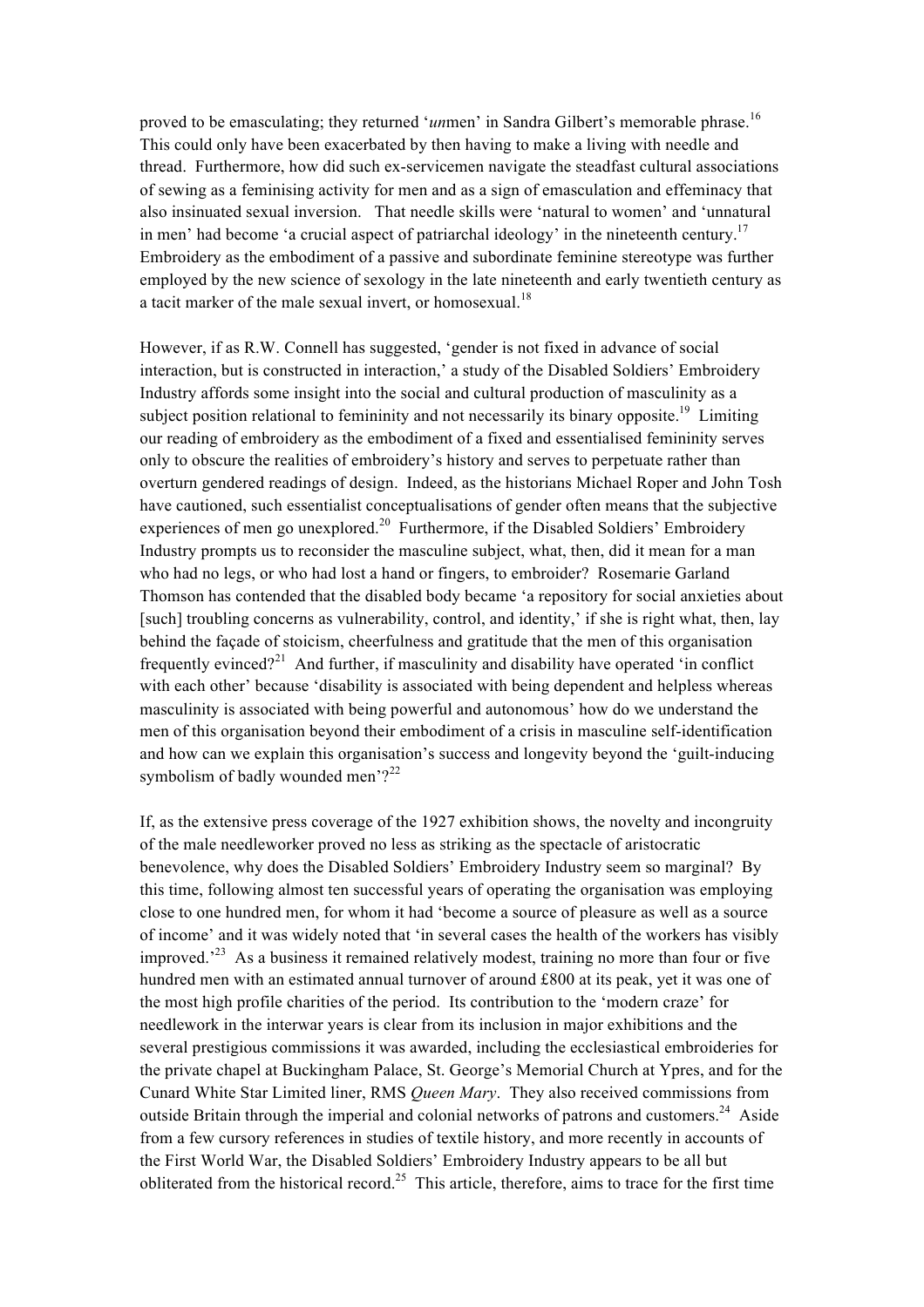proved to be emasculating; they returned '*un*men' in Sandra Gilbert's memorable phrase.[16] This could only have been exacerbated by then having to make a living with needle and thread. Furthermore, how did such ex-servicemen navigate the steadfast cultural associations of sewing as a feminising activity for men and as a sign of emasculation and effeminacy that also insinuated sexual inversion. That needle skills were 'natural to women' and 'unnatural in men' had become 'a crucial aspect of patriarchal ideology' in the nineteenth century.[17] Embroidery as the embodiment of a passive and subordinate feminine stereotype was further employed by the new science of sexology in the late nineteenth and early twentieth century as a tacit marker of the male sexual invert, or homosexual.[18]

However, if as R.W. Connell has suggested, 'gender is not fixed in advance of social interaction, but is constructed in interaction,' a study of the Disabled Soldiers' Embroidery Industry affords some insight into the social and cultural production of masculinity as a subject position relational to femininity and not necessarily its binary opposite.[19] Limiting our reading of embroidery as the embodiment of a fixed and essentialised femininity serves only to obscure the realities of embroidery's history and serves to perpetuate rather than overturn gendered readings of design. Indeed, as the historians Michael Roper and John Tosh have cautioned, such essentialist conceptualisations of gender often means that the subjective experiences of men go unexplored.[20] Furthermore, if the Disabled Soldiers' Embroidery Industry prompts us to reconsider the masculine subject, what, then, did it mean for a man who had no legs, or who had lost a hand or fingers, to embroider? Rosemarie Garland Thomson has contended that the disabled body became 'a repository for social anxieties about [such] troubling concerns as vulnerability, control, and identity,' if she is right what, then, lay behind the façade of stoicism, cheerfulness and gratitude that the men of this organisation frequently evinced?[21] And further, if masculinity and disability have operated 'in conflict with each other' because 'disability is associated with being dependent and helpless whereas masculinity is associated with being powerful and autonomous' how do we understand the men of this organisation beyond their embodiment of a crisis in masculine self-identification and how can we explain this organisation's success and longevity beyond the 'guilt-inducing symbolism of badly wounded men'?[22]

If, as the extensive press coverage of the 1927 exhibition shows, the novelty and incongruity of the male needleworker proved no less as striking as the spectacle of aristocratic benevolence, why does the Disabled Soldiers' Embroidery Industry seem so marginal? By this time, following almost ten successful years of operating the organisation was employing close to one hundred men, for whom it had 'become a source of pleasure as well as a source of income' and it was widely noted that 'in several cases the health of the workers has visibly improved.'[23] As a business it remained relatively modest, training no more than four or five hundred men with an estimated annual turnover of around £800 at its peak, yet it was one of the most high profile charities of the period. Its contribution to the 'modern craze' for needlework in the interwar years is clear from its inclusion in major exhibitions and the several prestigious commissions it was awarded, including the ecclesiastical embroideries for the private chapel at Buckingham Palace, St. George's Memorial Church at Ypres, and for the Cunard White Star Limited liner, RMS *Queen Mary*. They also received commissions from outside Britain through the imperial and colonial networks of patrons and customers.[24] Aside from a few cursory references in studies of textile history, and more recently in accounts of the First World War, the Disabled Soldiers' Embroidery Industry appears to be all but obliterated from the historical record.[25] This article, therefore, aims to trace for the first time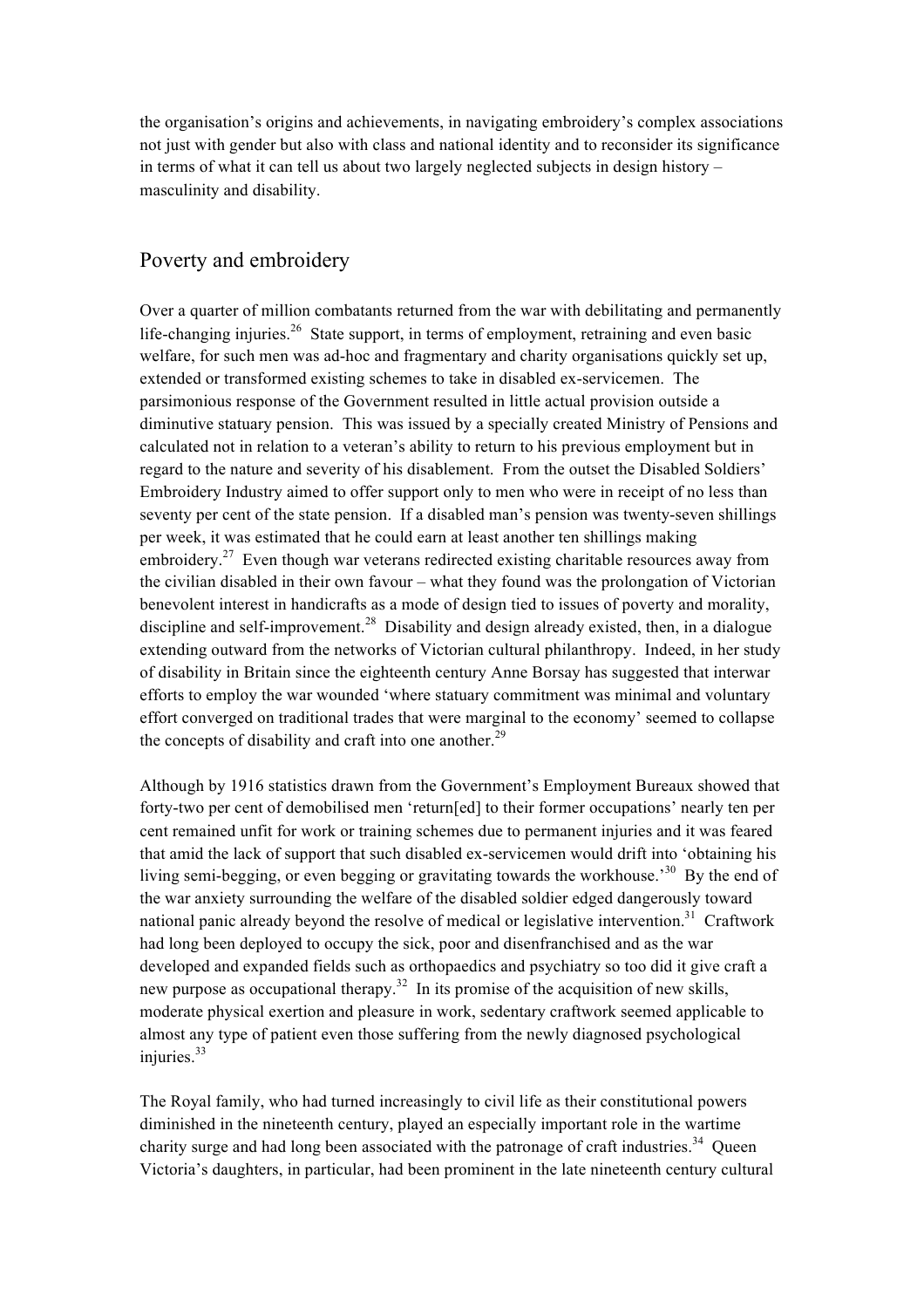the organisation's origins and achievements, in navigating embroidery's complex associations not just with gender but also with class and national identity and to reconsider its significance in terms of what it can tell us about two largely neglected subjects in design history – masculinity and disability.

## Poverty and embroidery

Over a quarter of million combatants returned from the war with debilitating and permanently life-changing injuries.[26] State support, in terms of employment, retraining and even basic welfare, for such men was ad-hoc and fragmentary and charity organisations quickly set up, extended or transformed existing schemes to take in disabled ex-servicemen. The parsimonious response of the Government resulted in little actual provision outside a diminutive statuary pension. This was issued by a specially created Ministry of Pensions and calculated not in relation to a veteran's ability to return to his previous employment but in regard to the nature and severity of his disablement. From the outset the Disabled Soldiers' Embroidery Industry aimed to offer support only to men who were in receipt of no less than seventy per cent of the state pension. If a disabled man's pension was twenty-seven shillings per week, it was estimated that he could earn at least another ten shillings making embroidery.[27] Even though war veterans redirected existing charitable resources away from the civilian disabled in their own favour – what they found was the prolongation of Victorian benevolent interest in handicrafts as a mode of design tied to issues of poverty and morality, discipline and self-improvement.[28] Disability and design already existed, then, in a dialogue extending outward from the networks of Victorian cultural philanthropy. Indeed, in her study of disability in Britain since the eighteenth century Anne Borsay has suggested that interwar efforts to employ the war wounded 'where statuary commitment was minimal and voluntary effort converged on traditional trades that were marginal to the economy' seemed to collapse the concepts of disability and craft into one another.[29]

Although by 1916 statistics drawn from the Government's Employment Bureaux showed that forty-two per cent of demobilised men 'return[ed] to their former occupations' nearly ten per cent remained unfit for work or training schemes due to permanent injuries and it was feared that amid the lack of support that such disabled ex-servicemen would drift into 'obtaining his living semi-begging, or even begging or gravitating towards the workhouse.'[30] By the end of the war anxiety surrounding the welfare of the disabled soldier edged dangerously toward national panic already beyond the resolve of medical or legislative intervention.[31] Craftwork had long been deployed to occupy the sick, poor and disenfranchised and as the war developed and expanded fields such as orthopaedics and psychiatry so too did it give craft a new purpose as occupational therapy.[32] In its promise of the acquisition of new skills, moderate physical exertion and pleasure in work, sedentary craftwork seemed applicable to almost any type of patient even those suffering from the newly diagnosed psychological injuries.[33]

The Royal family, who had turned increasingly to civil life as their constitutional powers diminished in the nineteenth century, played an especially important role in the wartime charity surge and had long been associated with the patronage of craft industries.[34] Queen Victoria's daughters, in particular, had been prominent in the late nineteenth century cultural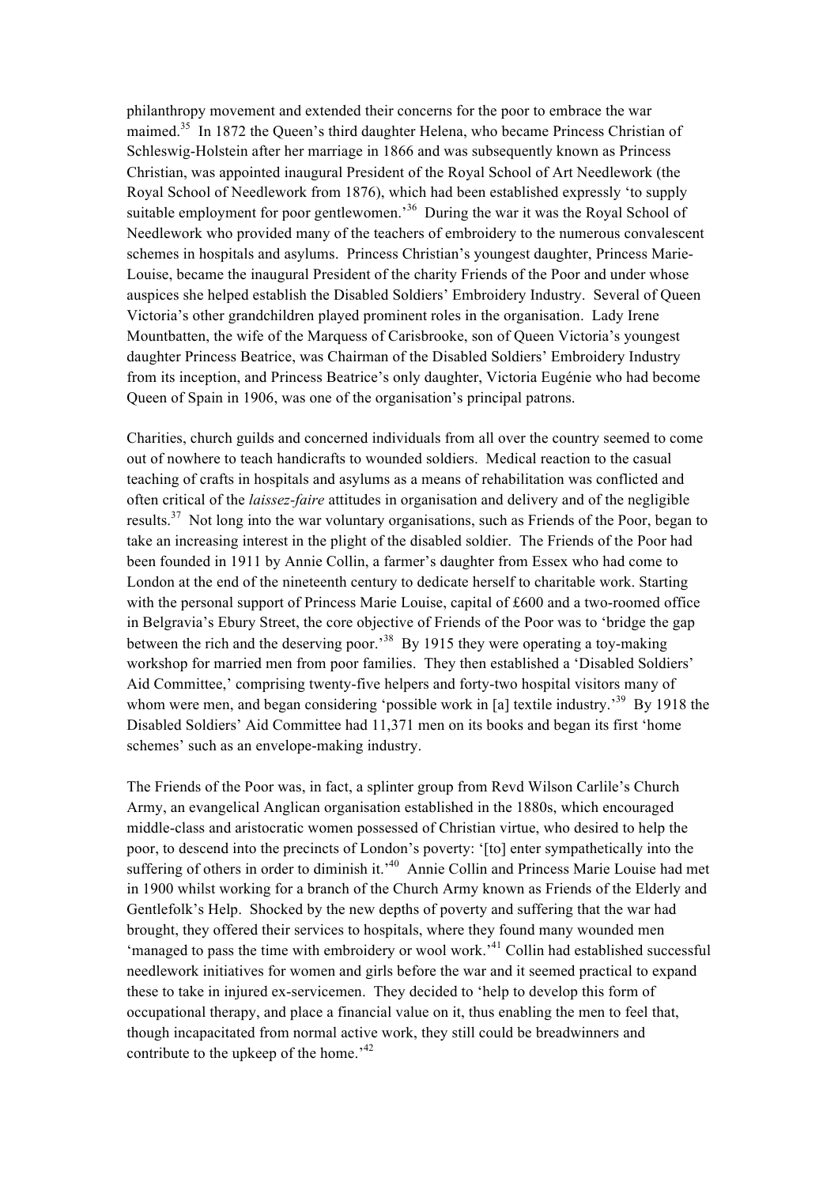philanthropy movement and extended their concerns for the poor to embrace the war maimed.[35] In 1872 the Queen's third daughter Helena, who became Princess Christian of Schleswig-Holstein after her marriage in 1866 and was subsequently known as Princess Christian, was appointed inaugural President of the Royal School of Art Needlework (the Royal School of Needlework from 1876), which had been established expressly 'to supply suitable employment for poor gentlewomen.'[36] During the war it was the Royal School of Needlework who provided many of the teachers of embroidery to the numerous convalescent schemes in hospitals and asylums. Princess Christian's youngest daughter, Princess Marie-Louise, became the inaugural President of the charity Friends of the Poor and under whose auspices she helped establish the Disabled Soldiers' Embroidery Industry. Several of Queen Victoria's other grandchildren played prominent roles in the organisation. Lady Irene Mountbatten, the wife of the Marquess of Carisbrooke, son of Queen Victoria's youngest daughter Princess Beatrice, was Chairman of the Disabled Soldiers' Embroidery Industry from its inception, and Princess Beatrice's only daughter, Victoria Eugénie who had become Queen of Spain in 1906, was one of the organisation's principal patrons.

Charities, church guilds and concerned individuals from all over the country seemed to come out of nowhere to teach handicrafts to wounded soldiers. Medical reaction to the casual teaching of crafts in hospitals and asylums as a means of rehabilitation was conflicted and often critical of the *laissez-faire* attitudes in organisation and delivery and of the negligible results.[37] Not long into the war voluntary organisations, such as Friends of the Poor, began to take an increasing interest in the plight of the disabled soldier. The Friends of the Poor had been founded in 1911 by Annie Collin, a farmer's daughter from Essex who had come to London at the end of the nineteenth century to dedicate herself to charitable work. Starting with the personal support of Princess Marie Louise, capital of £600 and a two-roomed office in Belgravia's Ebury Street, the core objective of Friends of the Poor was to 'bridge the gap between the rich and the deserving poor.'[38] By 1915 they were operating a toy-making workshop for married men from poor families. They then established a 'Disabled Soldiers' Aid Committee,' comprising twenty-five helpers and forty-two hospital visitors many of whom were men, and began considering 'possible work in [a] textile industry.'[39] By 1918 the Disabled Soldiers' Aid Committee had 11,371 men on its books and began its first 'home schemes' such as an envelope-making industry.

The Friends of the Poor was, in fact, a splinter group from Revd Wilson Carlile's Church Army, an evangelical Anglican organisation established in the 1880s, which encouraged middle-class and aristocratic women possessed of Christian virtue, who desired to help the poor, to descend into the precincts of London's poverty: '[to] enter sympathetically into the suffering of others in order to diminish it.'[40] Annie Collin and Princess Marie Louise had met in 1900 whilst working for a branch of the Church Army known as Friends of the Elderly and Gentlefolk's Help. Shocked by the new depths of poverty and suffering that the war had brought, they offered their services to hospitals, where they found many wounded men 'managed to pass the time with embroidery or wool work.'[41] Collin had established successful needlework initiatives for women and girls before the war and it seemed practical to expand these to take in injured ex-servicemen. They decided to 'help to develop this form of occupational therapy, and place a financial value on it, thus enabling the men to feel that, though incapacitated from normal active work, they still could be breadwinners and contribute to the upkeep of the home.'[42]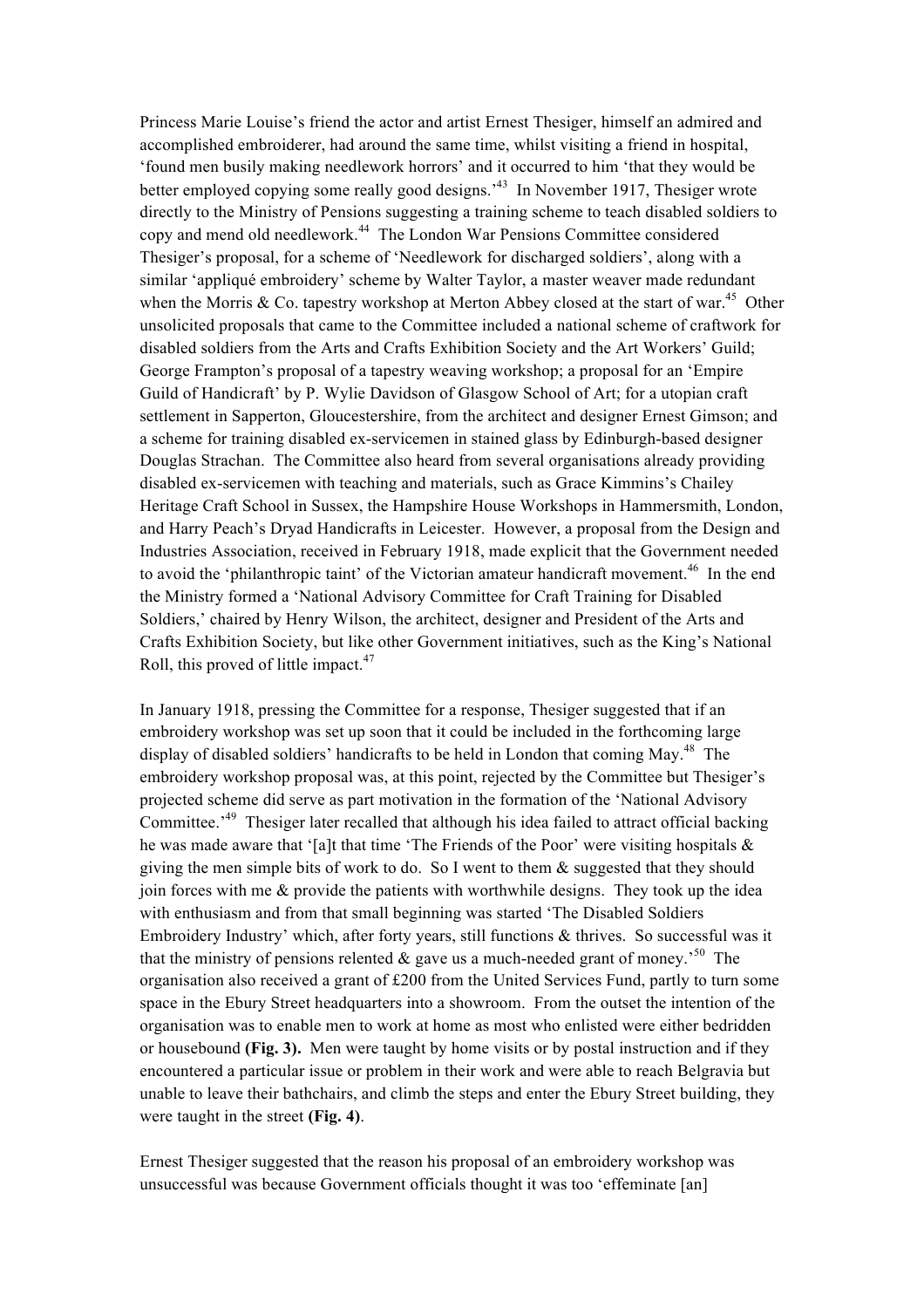Princess Marie Louise's friend the actor and artist Ernest Thesiger, himself an admired and accomplished embroiderer, had around the same time, whilst visiting a friend in hospital, 'found men busily making needlework horrors' and it occurred to him 'that they would be better employed copying some really good designs.'[43] In November 1917, Thesiger wrote directly to the Ministry of Pensions suggesting a training scheme to teach disabled soldiers to copy and mend old needlework.[44] The London War Pensions Committee considered Thesiger's proposal, for a scheme of 'Needlework for discharged soldiers', along with a similar 'appliqué embroidery' scheme by Walter Taylor, a master weaver made redundant when the Morris & Co. tapestry workshop at Merton Abbey closed at the start of war.[45] Other unsolicited proposals that came to the Committee included a national scheme of craftwork for disabled soldiers from the Arts and Crafts Exhibition Society and the Art Workers' Guild; George Frampton's proposal of a tapestry weaving workshop; a proposal for an 'Empire Guild of Handicraft' by P. Wylie Davidson of Glasgow School of Art; for a utopian craft settlement in Sapperton, Gloucestershire, from the architect and designer Ernest Gimson; and a scheme for training disabled ex-servicemen in stained glass by Edinburgh-based designer Douglas Strachan. The Committee also heard from several organisations already providing disabled ex-servicemen with teaching and materials, such as Grace Kimmins's Chailey Heritage Craft School in Sussex, the Hampshire House Workshops in Hammersmith, London, and Harry Peach's Dryad Handicrafts in Leicester. However, a proposal from the Design and Industries Association, received in February 1918, made explicit that the Government needed to avoid the 'philanthropic taint' of the Victorian amateur handicraft movement.[46] In the end the Ministry formed a 'National Advisory Committee for Craft Training for Disabled Soldiers,' chaired by Henry Wilson, the architect, designer and President of the Arts and Crafts Exhibition Society, but like other Government initiatives, such as the King's National Roll, this proved of little impact.[47]

In January 1918, pressing the Committee for a response, Thesiger suggested that if an embroidery workshop was set up soon that it could be included in the forthcoming large display of disabled soldiers' handicrafts to be held in London that coming May.[48] The embroidery workshop proposal was, at this point, rejected by the Committee but Thesiger's projected scheme did serve as part motivation in the formation of the 'National Advisory Committee.'[49] Thesiger later recalled that although his idea failed to attract official backing he was made aware that '[a]t that time 'The Friends of the Poor' were visiting hospitals & giving the men simple bits of work to do. So I went to them & suggested that they should join forces with me & provide the patients with worthwhile designs. They took up the idea with enthusiasm and from that small beginning was started 'The Disabled Soldiers Embroidery Industry' which, after forty years, still functions & thrives. So successful was it that the ministry of pensions relented & gave us a much-needed grant of money.'[50] The organisation also received a grant of £200 from the United Services Fund, partly to turn some space in the Ebury Street headquarters into a showroom. From the outset the intention of the organisation was to enable men to work at home as most who enlisted were either bedridden or housebound **(Fig. 3).** Men were taught by home visits or by postal instruction and if they encountered a particular issue or problem in their work and were able to reach Belgravia but unable to leave their bathchairs, and climb the steps and enter the Ebury Street building, they were taught in the street **(Fig. 4)**.

Ernest Thesiger suggested that the reason his proposal of an embroidery workshop was unsuccessful was because Government officials thought it was too 'effeminate [an]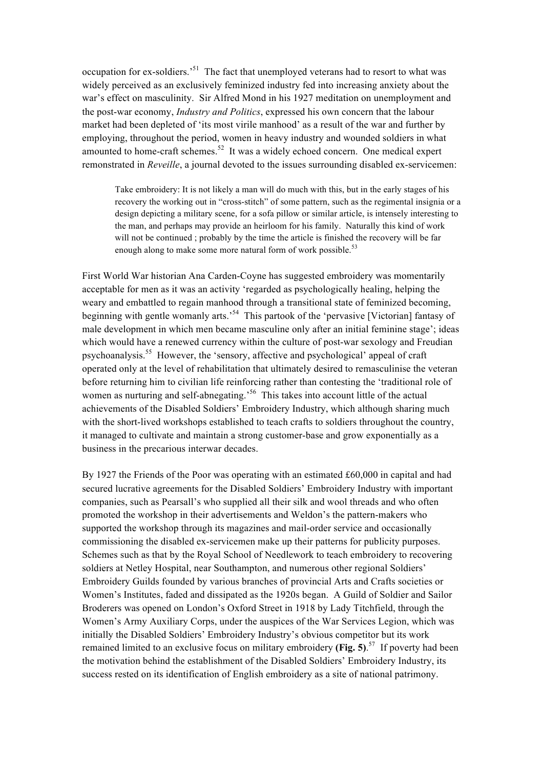occupation for ex-soldiers.'[51] The fact that unemployed veterans had to resort to what was widely perceived as an exclusively feminized industry fed into increasing anxiety about the war's effect on masculinity. Sir Alfred Mond in his 1927 meditation on unemployment and the post-war economy, *Industry and Politics*, expressed his own concern that the labour market had been depleted of 'its most virile manhood' as a result of the war and further by employing, throughout the period, women in heavy industry and wounded soldiers in what amounted to home-craft schemes.[52] It was a widely echoed concern. One medical expert remonstrated in *Reveille*, a journal devoted to the issues surrounding disabled ex-servicemen:

> Take embroidery: It is not likely a man will do much with this, but in the early stages of his recovery the working out in "cross-stitch" of some pattern, such as the regimental insignia or a design depicting a military scene, for a sofa pillow or similar article, is intensely interesting to the man, and perhaps may provide an heirloom for his family. Naturally this kind of work will not be continued ; probably by the time the article is finished the recovery will be far enough along to make some more natural form of work possible.[53]

First World War historian Ana Carden-Coyne has suggested embroidery was momentarily acceptable for men as it was an activity 'regarded as psychologically healing, helping the weary and embattled to regain manhood through a transitional state of feminized becoming, beginning with gentle womanly arts.'[54] This partook of the 'pervasive [Victorian] fantasy of male development in which men became masculine only after an initial feminine stage'; ideas which would have a renewed currency within the culture of post-war sexology and Freudian psychoanalysis.[55] However, the 'sensory, affective and psychological' appeal of craft operated only at the level of rehabilitation that ultimately desired to remasculinise the veteran before returning him to civilian life reinforcing rather than contesting the 'traditional role of women as nurturing and self-abnegating.'[56] This takes into account little of the actual achievements of the Disabled Soldiers' Embroidery Industry, which although sharing much with the short-lived workshops established to teach crafts to soldiers throughout the country, it managed to cultivate and maintain a strong customer-base and grow exponentially as a business in the precarious interwar decades.

By 1927 the Friends of the Poor was operating with an estimated £60,000 in capital and had secured lucrative agreements for the Disabled Soldiers' Embroidery Industry with important companies, such as Pearsall's who supplied all their silk and wool threads and who often promoted the workshop in their advertisements and Weldon's the pattern-makers who supported the workshop through its magazines and mail-order service and occasionally commissioning the disabled ex-servicemen make up their patterns for publicity purposes. Schemes such as that by the Royal School of Needlework to teach embroidery to recovering soldiers at Netley Hospital, near Southampton, and numerous other regional Soldiers' Embroidery Guilds founded by various branches of provincial Arts and Crafts societies or Women's Institutes, faded and dissipated as the 1920s began. A Guild of Soldier and Sailor Broderers was opened on London's Oxford Street in 1918 by Lady Titchfield, through the Women's Army Auxiliary Corps, under the auspices of the War Services Legion, which was initially the Disabled Soldiers' Embroidery Industry's obvious competitor but its work remained limited to an exclusive focus on military embroidery **(Fig. 5)**.[57] If poverty had been the motivation behind the establishment of the Disabled Soldiers' Embroidery Industry, its success rested on its identification of English embroidery as a site of national patrimony.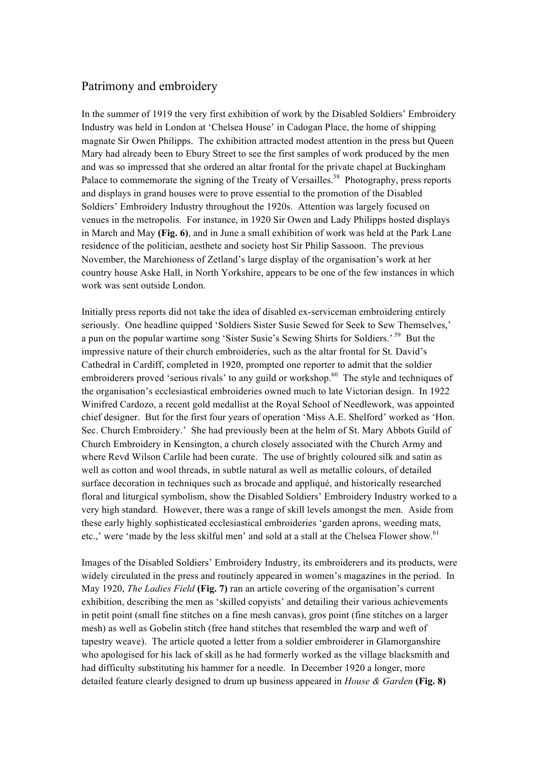## Patrimony and embroidery

In the summer of 1919 the very first exhibition of work by the Disabled Soldiers' Embroidery Industry was held in London at 'Chelsea House' in Cadogan Place, the home of shipping magnate Sir Owen Philipps. The exhibition attracted modest attention in the press but Queen Mary had already been to Ebury Street to see the first samples of work produced by the men and was so impressed that she ordered an altar frontal for the private chapel at Buckingham Palace to commemorate the signing of the Treaty of Versailles.[58] Photography, press reports and displays in grand houses were to prove essential to the promotion of the Disabled Soldiers' Embroidery Industry throughout the 1920s. Attention was largely focused on venues in the metropolis. For instance, in 1920 Sir Owen and Lady Philipps hosted displays in March and May **(Fig. 6)**, and in June a small exhibition of work was held at the Park Lane residence of the politician, aesthete and society host Sir Philip Sassoon. The previous November, the Marchioness of Zetland's large display of the organisation's work at her country house Aske Hall, in North Yorkshire, appears to be one of the few instances in which work was sent outside London.

Initially press reports did not take the idea of disabled ex-serviceman embroidering entirely seriously. One headline quipped 'Soldiers Sister Susie Sewed for Seek to Sew Themselves,' a pun on the popular wartime song 'Sister Susie's Sewing Shirts for Soldiers.'[59] But the impressive nature of their church embroideries, such as the altar frontal for St. David's Cathedral in Cardiff, completed in 1920, prompted one reporter to admit that the soldier embroiderers proved 'serious rivals' to any guild or workshop.[60] The style and techniques of the organisation's ecclesiastical embroideries owned much to late Victorian design. In 1922 Winifred Cardozo, a recent gold medallist at the Royal School of Needlework, was appointed chief designer. But for the first four years of operation 'Miss A.E. Shelford' worked as 'Hon. Sec. Church Embroidery.' She had previously been at the helm of St. Mary Abbots Guild of Church Embroidery in Kensington, a church closely associated with the Church Army and where Revd Wilson Carlile had been curate. The use of brightly coloured silk and satin as well as cotton and wool threads, in subtle natural as well as metallic colours, of detailed surface decoration in techniques such as brocade and appliqué, and historically researched floral and liturgical symbolism, show the Disabled Soldiers' Embroidery Industry worked to a very high standard. However, there was a range of skill levels amongst the men. Aside from these early highly sophisticated ecclesiastical embroideries 'garden aprons, weeding mats, etc.,' were 'made by the less skilful men' and sold at a stall at the Chelsea Flower show.[61]

Images of the Disabled Soldiers' Embroidery Industry, its embroiderers and its products, were widely circulated in the press and routinely appeared in women's magazines in the period. In May 1920, *The Ladies Field* **(Fig. 7)** ran an article covering of the organisation's current exhibition, describing the men as 'skilled copyists' and detailing their various achievements in petit point (small fine stitches on a fine mesh canvas), gros point (fine stitches on a larger mesh) as well as Gobelin stitch (free hand stitches that resembled the warp and weft of tapestry weave). The article quoted a letter from a soldier embroiderer in Glamorganshire who apologised for his lack of skill as he had formerly worked as the village blacksmith and had difficulty substituting his hammer for a needle. In December 1920 a longer, more detailed feature clearly designed to drum up business appeared in *House & Garden* **(Fig. 8)**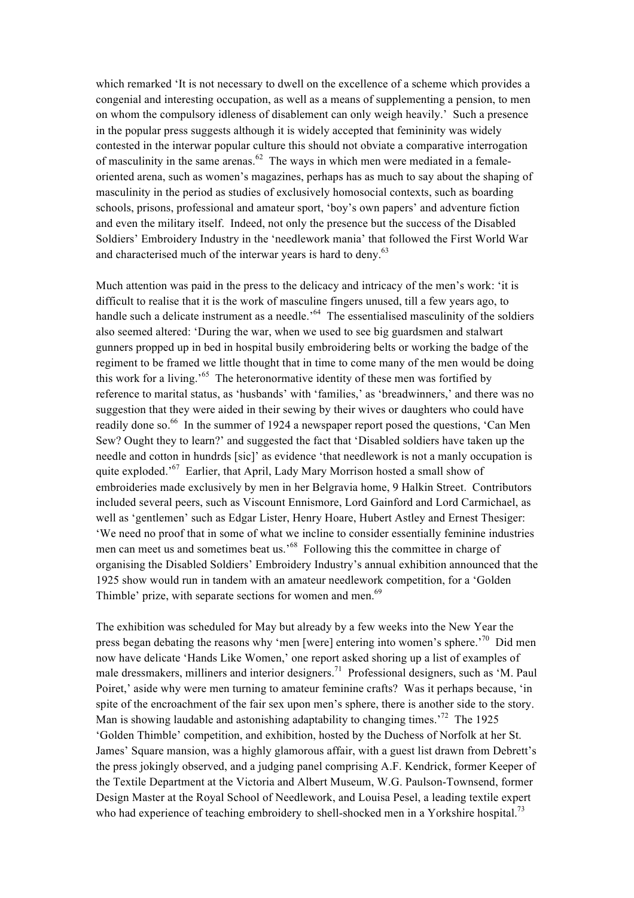which remarked 'It is not necessary to dwell on the excellence of a scheme which provides a congenial and interesting occupation, as well as a means of supplementing a pension, to men on whom the compulsory idleness of disablement can only weigh heavily.' Such a presence in the popular press suggests although it is widely accepted that femininity was widely contested in the interwar popular culture this should not obviate a comparative interrogation of masculinity in the same arenas.[62] The ways in which men were mediated in a female-oriented arena, such as women's magazines, perhaps has as much to say about the shaping of masculinity in the period as studies of exclusively homosocial contexts, such as boarding schools, prisons, professional and amateur sport, 'boy's own papers' and adventure fiction and even the military itself. Indeed, not only the presence but the success of the Disabled Soldiers' Embroidery Industry in the 'needlework mania' that followed the First World War and characterised much of the interwar years is hard to deny.[63]

Much attention was paid in the press to the delicacy and intricacy of the men's work: 'it is difficult to realise that it is the work of masculine fingers unused, till a few years ago, to handle such a delicate instrument as a needle.'[64] The essentialised masculinity of the soldiers also seemed altered: 'During the war, when we used to see big guardsmen and stalwart gunners propped up in bed in hospital busily embroidering belts or working the badge of the regiment to be framed we little thought that in time to come many of the men would be doing this work for a living.'[65] The heteronormative identity of these men was fortified by reference to marital status, as 'husbands' with 'families,' as 'breadwinners,' and there was no suggestion that they were aided in their sewing by their wives or daughters who could have readily done so.[66] In the summer of 1924 a newspaper report posed the questions, 'Can Men Sew? Ought they to learn?' and suggested the fact that 'Disabled soldiers have taken up the needle and cotton in hundrds [sic]' as evidence 'that needlework is not a manly occupation is quite exploded.'[67] Earlier, that April, Lady Mary Morrison hosted a small show of embroideries made exclusively by men in her Belgravia home, 9 Halkin Street. Contributors included several peers, such as Viscount Ennismore, Lord Gainford and Lord Carmichael, as well as 'gentlemen' such as Edgar Lister, Henry Hoare, Hubert Astley and Ernest Thesiger: 'We need no proof that in some of what we incline to consider essentially feminine industries men can meet us and sometimes beat us.'[68] Following this the committee in charge of organising the Disabled Soldiers' Embroidery Industry's annual exhibition announced that the 1925 show would run in tandem with an amateur needlework competition, for a 'Golden Thimble' prize, with separate sections for women and men.[69]

The exhibition was scheduled for May but already by a few weeks into the New Year the press began debating the reasons why 'men [were] entering into women's sphere.'[70] Did men now have delicate 'Hands Like Women,' one report asked shoring up a list of examples of male dressmakers, milliners and interior designers.[71] Professional designers, such as 'M. Paul Poiret,' aside why were men turning to amateur feminine crafts? Was it perhaps because, 'in spite of the encroachment of the fair sex upon men's sphere, there is another side to the story. Man is showing laudable and astonishing adaptability to changing times.'[72] The 1925 'Golden Thimble' competition, and exhibition, hosted by the Duchess of Norfolk at her St. James' Square mansion, was a highly glamorous affair, with a guest list drawn from Debrett's the press jokingly observed, and a judging panel comprising A.F. Kendrick, former Keeper of the Textile Department at the Victoria and Albert Museum, W.G. Paulson-Townsend, former Design Master at the Royal School of Needlework, and Louisa Pesel, a leading textile expert who had experience of teaching embroidery to shell-shocked men in a Yorkshire hospital.[73]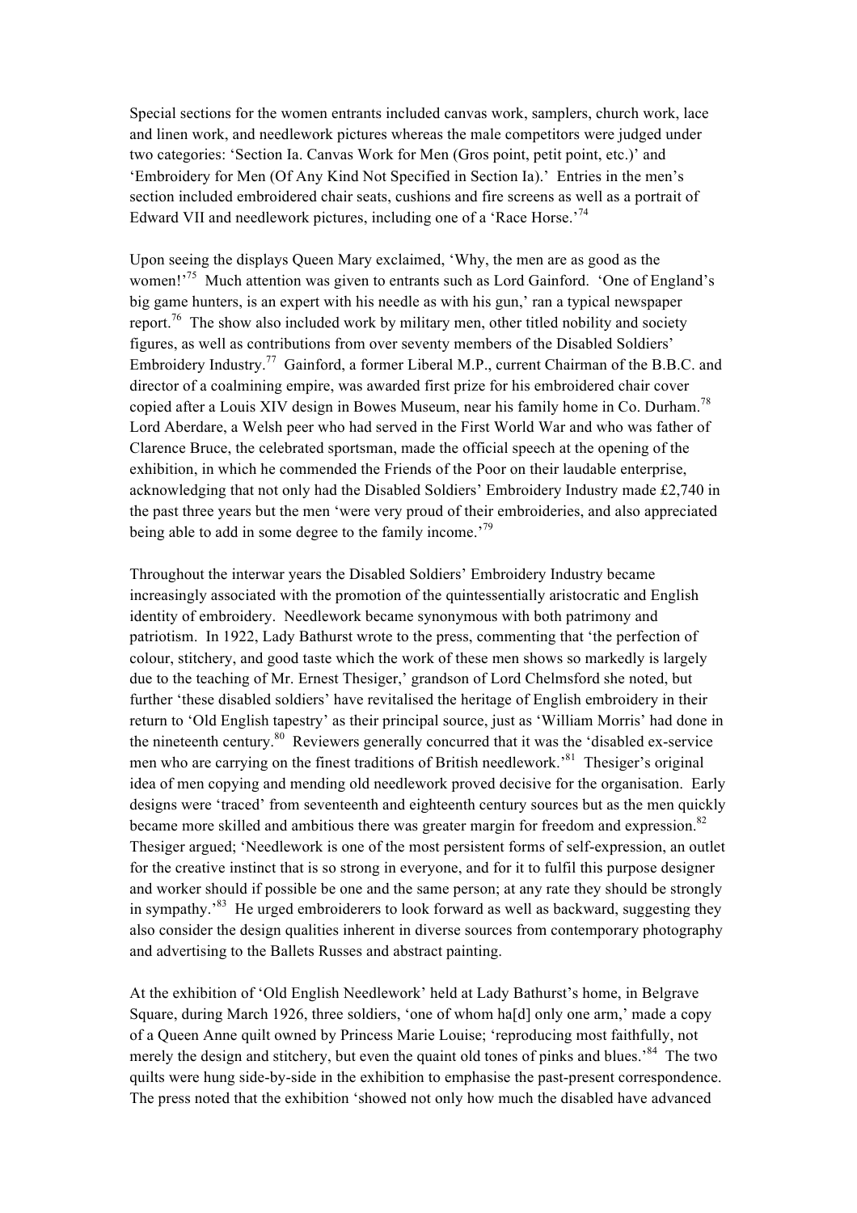Special sections for the women entrants included canvas work, samplers, church work, lace and linen work, and needlework pictures whereas the male competitors were judged under two categories: 'Section Ia. Canvas Work for Men (Gros point, petit point, etc.)' and 'Embroidery for Men (Of Any Kind Not Specified in Section Ia).' Entries in the men's section included embroidered chair seats, cushions and fire screens as well as a portrait of Edward VII and needlework pictures, including one of a 'Race Horse.'[74]

Upon seeing the displays Queen Mary exclaimed, 'Why, the men are as good as the women!'[75] Much attention was given to entrants such as Lord Gainford. 'One of England's big game hunters, is an expert with his needle as with his gun,' ran a typical newspaper report.[76] The show also included work by military men, other titled nobility and society figures, as well as contributions from over seventy members of the Disabled Soldiers' Embroidery Industry.[77] Gainford, a former Liberal M.P., current Chairman of the B.B.C. and director of a coalmining empire, was awarded first prize for his embroidered chair cover copied after a Louis XIV design in Bowes Museum, near his family home in Co. Durham.[78] Lord Aberdare, a Welsh peer who had served in the First World War and who was father of Clarence Bruce, the celebrated sportsman, made the official speech at the opening of the exhibition, in which he commended the Friends of the Poor on their laudable enterprise, acknowledging that not only had the Disabled Soldiers' Embroidery Industry made £2,740 in the past three years but the men 'were very proud of their embroideries, and also appreciated being able to add in some degree to the family income.'[79]

Throughout the interwar years the Disabled Soldiers' Embroidery Industry became increasingly associated with the promotion of the quintessentially aristocratic and English identity of embroidery. Needlework became synonymous with both patrimony and patriotism. In 1922, Lady Bathurst wrote to the press, commenting that 'the perfection of colour, stitchery, and good taste which the work of these men shows so markedly is largely due to the teaching of Mr. Ernest Thesiger,' grandson of Lord Chelmsford she noted, but further 'these disabled soldiers' have revitalised the heritage of English embroidery in their return to 'Old English tapestry' as their principal source, just as 'William Morris' had done in the nineteenth century.[80] Reviewers generally concurred that it was the 'disabled ex-service men who are carrying on the finest traditions of British needlework.'[81] Thesiger's original idea of men copying and mending old needlework proved decisive for the organisation. Early designs were 'traced' from seventeenth and eighteenth century sources but as the men quickly became more skilled and ambitious there was greater margin for freedom and expression.[82] Thesiger argued; 'Needlework is one of the most persistent forms of self-expression, an outlet for the creative instinct that is so strong in everyone, and for it to fulfil this purpose designer and worker should if possible be one and the same person; at any rate they should be strongly in sympathy.'[83] He urged embroiderers to look forward as well as backward, suggesting they also consider the design qualities inherent in diverse sources from contemporary photography and advertising to the Ballets Russes and abstract painting.

At the exhibition of 'Old English Needlework' held at Lady Bathurst's home, in Belgrave Square, during March 1926, three soldiers, 'one of whom ha[d] only one arm,' made a copy of a Queen Anne quilt owned by Princess Marie Louise; 'reproducing most faithfully, not merely the design and stitchery, but even the quaint old tones of pinks and blues.'[84] The two quilts were hung side-by-side in the exhibition to emphasise the past-present correspondence. The press noted that the exhibition 'showed not only how much the disabled have advanced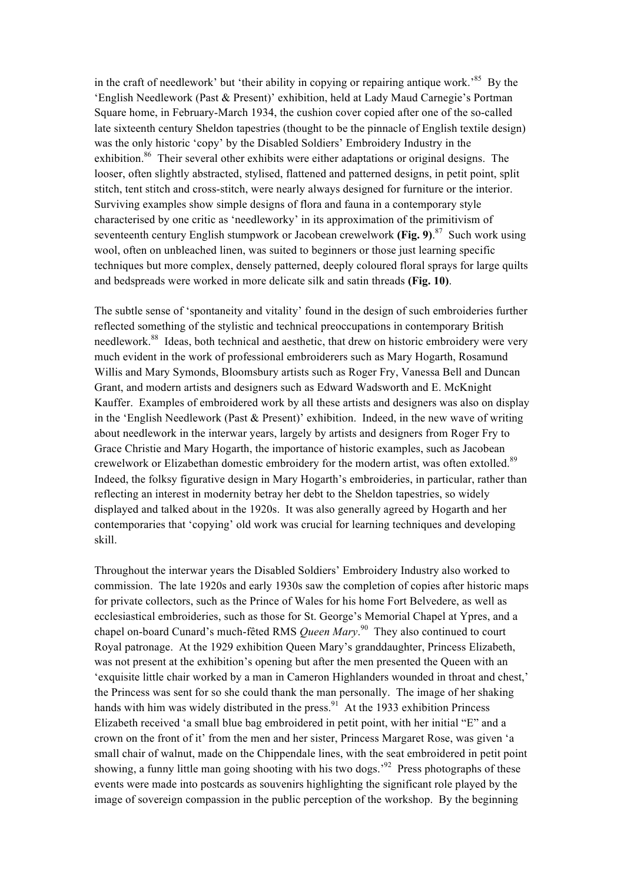in the craft of needlework' but 'their ability in copying or repairing antique work.'[85] By the 'English Needlework (Past & Present)' exhibition, held at Lady Maud Carnegie's Portman Square home, in February-March 1934, the cushion cover copied after one of the so-called late sixteenth century Sheldon tapestries (thought to be the pinnacle of English textile design) was the only historic 'copy' by the Disabled Soldiers' Embroidery Industry in the exhibition.[86] Their several other exhibits were either adaptations or original designs. The looser, often slightly abstracted, stylised, flattened and patterned designs, in petit point, split stitch, tent stitch and cross-stitch, were nearly always designed for furniture or the interior. Surviving examples show simple designs of flora and fauna in a contemporary style characterised by one critic as 'needleworky' in its approximation of the primitivism of seventeenth century English stumpwork or Jacobean crewelwork **(Fig. 9)**.[87] Such work using wool, often on unbleached linen, was suited to beginners or those just learning specific techniques but more complex, densely patterned, deeply coloured floral sprays for large quilts and bedspreads were worked in more delicate silk and satin threads **(Fig. 10)**.

The subtle sense of 'spontaneity and vitality' found in the design of such embroideries further reflected something of the stylistic and technical preoccupations in contemporary British needlework.[88] Ideas, both technical and aesthetic, that drew on historic embroidery were very much evident in the work of professional embroiderers such as Mary Hogarth, Rosamund Willis and Mary Symonds, Bloomsbury artists such as Roger Fry, Vanessa Bell and Duncan Grant, and modern artists and designers such as Edward Wadsworth and E. McKnight Kauffer. Examples of embroidered work by all these artists and designers was also on display in the 'English Needlework (Past & Present)' exhibition. Indeed, in the new wave of writing about needlework in the interwar years, largely by artists and designers from Roger Fry to Grace Christie and Mary Hogarth, the importance of historic examples, such as Jacobean crewelwork or Elizabethan domestic embroidery for the modern artist, was often extolled.[89] Indeed, the folksy figurative design in Mary Hogarth's embroideries, in particular, rather than reflecting an interest in modernity betray her debt to the Sheldon tapestries, so widely displayed and talked about in the 1920s. It was also generally agreed by Hogarth and her contemporaries that 'copying' old work was crucial for learning techniques and developing skill.

Throughout the interwar years the Disabled Soldiers' Embroidery Industry also worked to commission. The late 1920s and early 1930s saw the completion of copies after historic maps for private collectors, such as the Prince of Wales for his home Fort Belvedere, as well as ecclesiastical embroideries, such as those for St. George's Memorial Chapel at Ypres, and a chapel on-board Cunard's much-fêted RMS *Queen Mary*.[90] They also continued to court Royal patronage. At the 1929 exhibition Queen Mary's granddaughter, Princess Elizabeth, was not present at the exhibition's opening but after the men presented the Queen with an 'exquisite little chair worked by a man in Cameron Highlanders wounded in throat and chest,' the Princess was sent for so she could thank the man personally. The image of her shaking hands with him was widely distributed in the press.[91] At the 1933 exhibition Princess Elizabeth received 'a small blue bag embroidered in petit point, with her initial "E" and a crown on the front of it' from the men and her sister, Princess Margaret Rose, was given 'a small chair of walnut, made on the Chippendale lines, with the seat embroidered in petit point showing, a funny little man going shooting with his two dogs.'[92] Press photographs of these events were made into postcards as souvenirs highlighting the significant role played by the image of sovereign compassion in the public perception of the workshop. By the beginning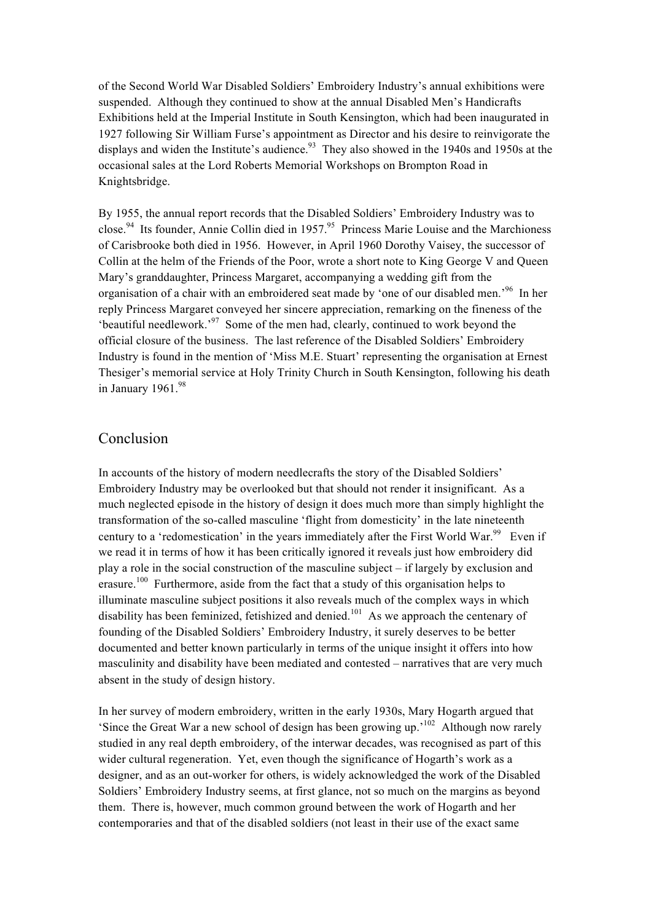of the Second World War Disabled Soldiers' Embroidery Industry's annual exhibitions were suspended. Although they continued to show at the annual Disabled Men's Handicrafts Exhibitions held at the Imperial Institute in South Kensington, which had been inaugurated in 1927 following Sir William Furse's appointment as Director and his desire to reinvigorate the displays and widen the Institute's audience.[93] They also showed in the 1940s and 1950s at the occasional sales at the Lord Roberts Memorial Workshops on Brompton Road in Knightsbridge.

By 1955, the annual report records that the Disabled Soldiers' Embroidery Industry was to close.[94] Its founder, Annie Collin died in 1957.[95] Princess Marie Louise and the Marchioness of Carisbrooke both died in 1956. However, in April 1960 Dorothy Vaisey, the successor of Collin at the helm of the Friends of the Poor, wrote a short note to King George V and Queen Mary's granddaughter, Princess Margaret, accompanying a wedding gift from the organisation of a chair with an embroidered seat made by 'one of our disabled men.'[96] In her reply Princess Margaret conveyed her sincere appreciation, remarking on the fineness of the 'beautiful needlework.'[97] Some of the men had, clearly, continued to work beyond the official closure of the business. The last reference of the Disabled Soldiers' Embroidery Industry is found in the mention of 'Miss M.E. Stuart' representing the organisation at Ernest Thesiger's memorial service at Holy Trinity Church in South Kensington, following his death in January 1961.[98]

## Conclusion

In accounts of the history of modern needlecrafts the story of the Disabled Soldiers' Embroidery Industry may be overlooked but that should not render it insignificant. As a much neglected episode in the history of design it does much more than simply highlight the transformation of the so-called masculine 'flight from domesticity' in the late nineteenth century to a 'redomestication' in the years immediately after the First World War.[99] Even if we read it in terms of how it has been critically ignored it reveals just how embroidery did play a role in the social construction of the masculine subject – if largely by exclusion and erasure.[100] Furthermore, aside from the fact that a study of this organisation helps to illuminate masculine subject positions it also reveals much of the complex ways in which disability has been feminized, fetishized and denied.[101] As we approach the centenary of founding of the Disabled Soldiers' Embroidery Industry, it surely deserves to be better documented and better known particularly in terms of the unique insight it offers into how masculinity and disability have been mediated and contested – narratives that are very much absent in the study of design history.

In her survey of modern embroidery, written in the early 1930s, Mary Hogarth argued that 'Since the Great War a new school of design has been growing up.'[102] Although now rarely studied in any real depth embroidery, of the interwar decades, was recognised as part of this wider cultural regeneration. Yet, even though the significance of Hogarth's work as a designer, and as an out-worker for others, is widely acknowledged the work of the Disabled Soldiers' Embroidery Industry seems, at first glance, not so much on the margins as beyond them. There is, however, much common ground between the work of Hogarth and her contemporaries and that of the disabled soldiers (not least in their use of the exact same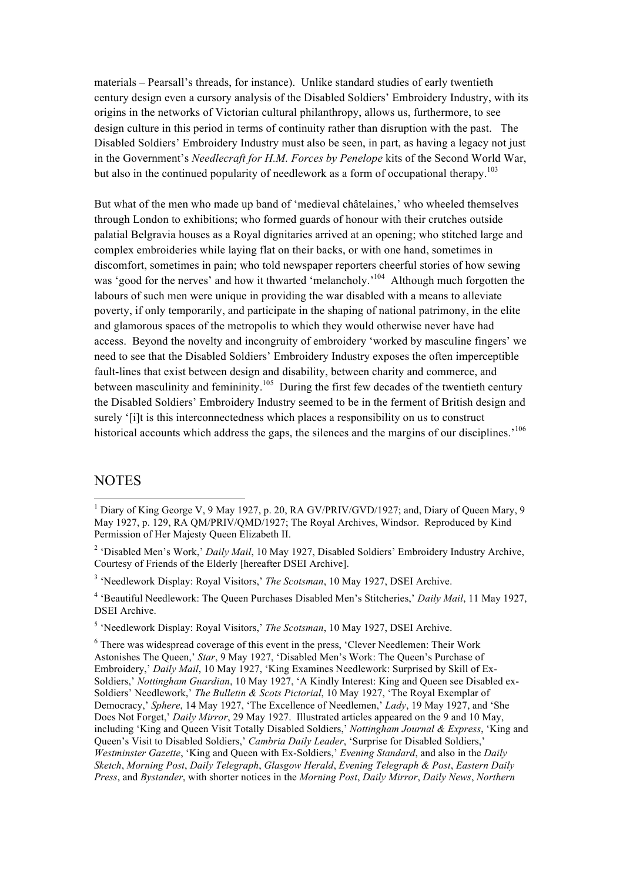materials – Pearsall's threads, for instance). Unlike standard studies of early twentieth century design even a cursory analysis of the Disabled Soldiers' Embroidery Industry, with its origins in the networks of Victorian cultural philanthropy, allows us, furthermore, to see design culture in this period in terms of continuity rather than disruption with the past. The Disabled Soldiers' Embroidery Industry must also be seen, in part, as having a legacy not just in the Government's *Needlecraft for H.M. Forces by Penelope* kits of the Second World War, but also in the continued popularity of needlework as a form of occupational therapy.[103]

But what of the men who made up band of 'medieval châtelaines,' who wheeled themselves through London to exhibitions; who formed guards of honour with their crutches outside palatial Belgravia houses as a Royal dignitaries arrived at an opening; who stitched large and complex embroideries while laying flat on their backs, or with one hand, sometimes in discomfort, sometimes in pain; who told newspaper reporters cheerful stories of how sewing was 'good for the nerves' and how it thwarted 'melancholy.'[104] Although much forgotten the labours of such men were unique in providing the war disabled with a means to alleviate poverty, if only temporarily, and participate in the shaping of national patrimony, in the elite and glamorous spaces of the metropolis to which they would otherwise never have had access. Beyond the novelty and incongruity of embroidery 'worked by masculine fingers' we need to see that the Disabled Soldiers' Embroidery Industry exposes the often imperceptible fault-lines that exist between design and disability, between charity and commerce, and between masculinity and femininity.[105] During the first few decades of the twentieth century the Disabled Soldiers' Embroidery Industry seemed to be in the ferment of British design and surely '[i]t is this interconnectedness which places a responsibility on us to construct historical accounts which address the gaps, the silences and the margins of our disciplines.'[106]

## NOTES

[1] Diary of King George V, 9 May 1927, p. 20, RA GV/PRIV/GVD/1927; and, Diary of Queen Mary, 9 May 1927, p. 129, RA QM/PRIV/QMD/1927; The Royal Archives, Windsor. Reproduced by Kind Permission of Her Majesty Queen Elizabeth II.

[2] 'Disabled Men's Work,' *Daily Mail*, 10 May 1927, Disabled Soldiers' Embroidery Industry Archive, Courtesy of Friends of the Elderly [hereafter DSEI Archive].

[3] 'Needlework Display: Royal Visitors,' *The Scotsman*, 10 May 1927, DSEI Archive.

[4] 'Beautiful Needlework: The Queen Purchases Disabled Men's Stitcheries,' *Daily Mail*, 11 May 1927, DSEI Archive.

[5] 'Needlework Display: Royal Visitors,' *The Scotsman*, 10 May 1927, DSEI Archive.

[6] There was widespread coverage of this event in the press, 'Clever Needlemen: Their Work Astonishes The Queen,' *Star*, 9 May 1927, 'Disabled Men's Work: The Queen's Purchase of Embroidery,' *Daily Mail*, 10 May 1927, 'King Examines Needlework: Surprised by Skill of Ex-Soldiers,' *Nottingham Guardian*, 10 May 1927, 'A Kindly Interest: King and Queen see Disabled ex-Soldiers' Needlework,' *The Bulletin & Scots Pictorial*, 10 May 1927, 'The Royal Exemplar of Democracy,' *Sphere*, 14 May 1927, 'The Excellence of Needlemen,' *Lady*, 19 May 1927, and 'She Does Not Forget,' *Daily Mirror*, 29 May 1927. Illustrated articles appeared on the 9 and 10 May, including 'King and Queen Visit Totally Disabled Soldiers,' *Nottingham Journal & Express*, 'King and Queen's Visit to Disabled Soldiers,' *Cambria Daily Leader*, 'Surprise for Disabled Soldiers,' *Westminster Gazette*, 'King and Queen with Ex-Soldiers,' *Evening Standard*, and also in the *Daily Sketch*, *Morning Post*, *Daily Telegraph*, *Glasgow Herald*, *Evening Telegraph & Post*, *Eastern Daily Press*, and *Bystander*, with shorter notices in the *Morning Post*, *Daily Mirror*, *Daily News*, *Northern*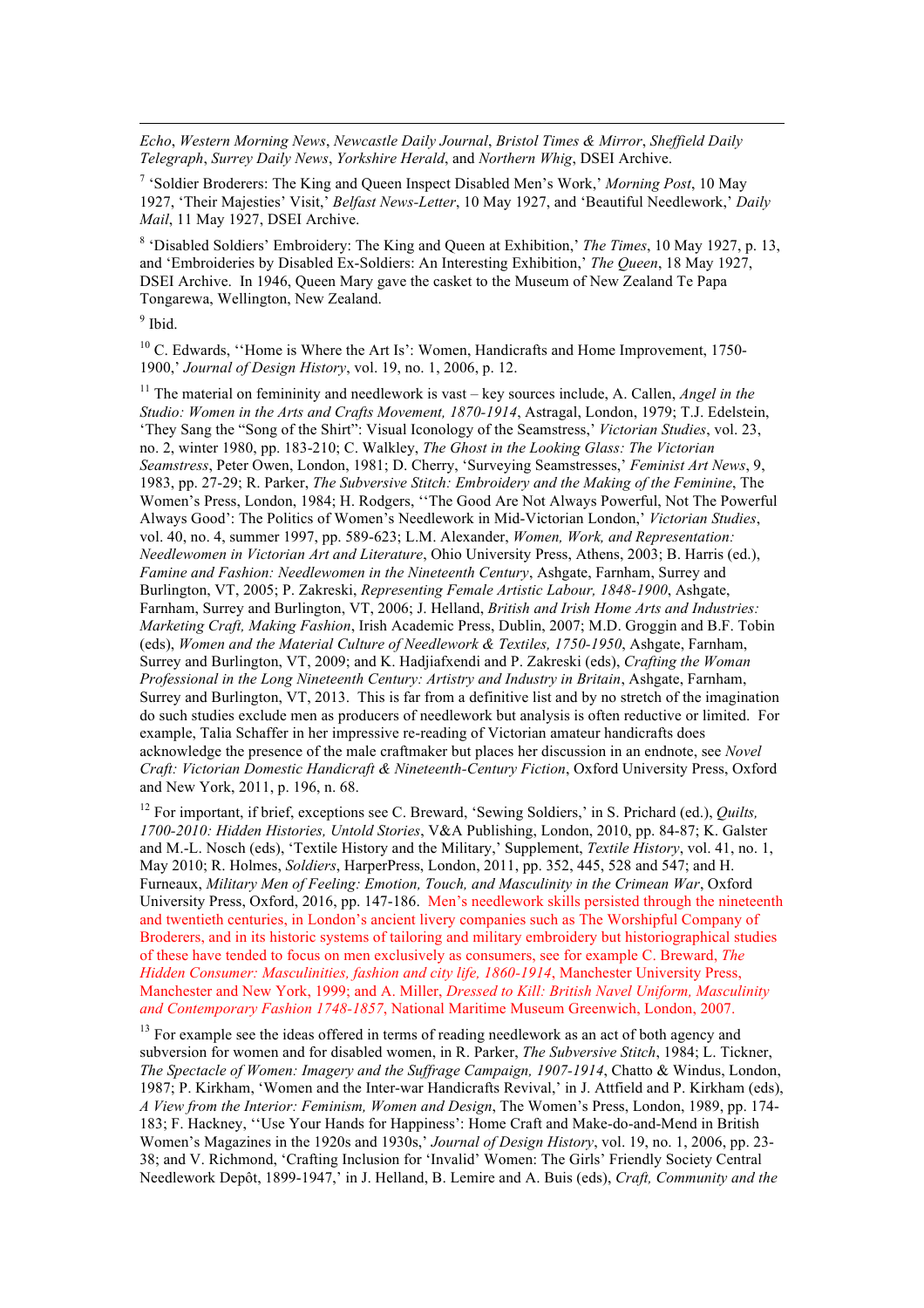*Echo*, *Western Morning News*, *Newcastle Daily Journal*, *Bristol Times & Mirror*, *Sheffield Daily Telegraph*, *Surrey Daily News*, *Yorkshire Herald*, and *Northern Whig*, DSEI Archive.

[7] 'Soldier Broderers: The King and Queen Inspect Disabled Men's Work,' *Morning Post*, 10 May 1927, 'Their Majesties' Visit,' *Belfast News-Letter*, 10 May 1927, and 'Beautiful Needlework,' *Daily Mail*, 11 May 1927, DSEI Archive.

[8] 'Disabled Soldiers' Embroidery: The King and Queen at Exhibition,' *The Times*, 10 May 1927, p. 13, and 'Embroideries by Disabled Ex-Soldiers: An Interesting Exhibition,' *The Queen*, 18 May 1927, DSEI Archive. In 1946, Queen Mary gave the casket to the Museum of New Zealand Te Papa Tongarewa, Wellington, New Zealand.

[9] Ibid.

[10] C. Edwards, ''Home is Where the Art Is': Women, Handicrafts and Home Improvement, 1750-1900,' *Journal of Design History*, vol. 19, no. 1, 2006, p. 12.

[11] The material on femininity and needlework is vast – key sources include, A. Callen, *Angel in the Studio: Women in the Arts and Crafts Movement, 1870-1914*, Astragal, London, 1979; T.J. Edelstein, 'They Sang the "Song of the Shirt": Visual Iconology of the Seamstress,' *Victorian Studies*, vol. 23, no. 2, winter 1980, pp. 183-210; C. Walkley, *The Ghost in the Looking Glass: The Victorian Seamstress*, Peter Owen, London, 1981; D. Cherry, 'Surveying Seamstresses,' *Feminist Art News*, 9, 1983, pp. 27-29; R. Parker, *The Subversive Stitch: Embroidery and the Making of the Feminine*, The Women's Press, London, 1984; H. Rodgers, ''The Good Are Not Always Powerful, Not The Powerful Always Good': The Politics of Women's Needlework in Mid-Victorian London,' *Victorian Studies*, vol. 40, no. 4, summer 1997, pp. 589-623; L.M. Alexander, *Women, Work, and Representation: Needlewomen in Victorian Art and Literature*, Ohio University Press, Athens, 2003; B. Harris (ed.), *Famine and Fashion: Needlewomen in the Nineteenth Century*, Ashgate, Farnham, Surrey and Burlington, VT, 2005; P. Zakreski, *Representing Female Artistic Labour, 1848-1900*, Ashgate, Farnham, Surrey and Burlington, VT, 2006; J. Helland, *British and Irish Home Arts and Industries: Marketing Craft, Making Fashion*, Irish Academic Press, Dublin, 2007; M.D. Groggin and B.F. Tobin (eds), *Women and the Material Culture of Needlework & Textiles, 1750-1950*, Ashgate, Farnham, Surrey and Burlington, VT, 2009; and K. Hadjiafxendi and P. Zakreski (eds), *Crafting the Woman Professional in the Long Nineteenth Century: Artistry and Industry in Britain*, Ashgate, Farnham, Surrey and Burlington, VT, 2013. This is far from a definitive list and by no stretch of the imagination do such studies exclude men as producers of needlework but analysis is often reductive or limited. For example, Talia Schaffer in her impressive re-reading of Victorian amateur handicrafts does acknowledge the presence of the male craftmaker but places her discussion in an endnote, see *Novel Craft: Victorian Domestic Handicraft & Nineteenth-Century Fiction*, Oxford University Press, Oxford and New York, 2011, p. 196, n. 68.

[12] For important, if brief, exceptions see C. Breward, 'Sewing Soldiers,' in S. Prichard (ed.), *Quilts, 1700-2010: Hidden Histories, Untold Stories*, V&A Publishing, London, 2010, pp. 84-87; K. Galster and M.-L. Nosch (eds), 'Textile History and the Military,' Supplement, *Textile History*, vol. 41, no. 1, May 2010; R. Holmes, *Soldiers*, HarperPress, London, 2011, pp. 352, 445, 528 and 547; and H. Furneaux, *Military Men of Feeling: Emotion, Touch, and Masculinity in the Crimean War*, Oxford University Press, Oxford, 2016, pp. 147-186. Men's needlework skills persisted through the nineteenth and twentieth centuries, in London's ancient livery companies such as The Worshipful Company of Broderers, and in its historic systems of tailoring and military embroidery but historiographical studies of these have tended to focus on men exclusively as consumers, see for example C. Breward, *The Hidden Consumer: Masculinities, fashion and city life, 1860-1914*, Manchester University Press, Manchester and New York, 1999; and A. Miller, *Dressed to Kill: British Navel Uniform, Masculinity and Contemporary Fashion 1748-1857*, National Maritime Museum Greenwich, London, 2007.

[13] For example see the ideas offered in terms of reading needlework as an act of both agency and subversion for women and for disabled women, in R. Parker, *The Subversive Stitch*, 1984; L. Tickner, *The Spectacle of Women: Imagery and the Suffrage Campaign, 1907-1914*, Chatto & Windus, London, 1987; P. Kirkham, 'Women and the Inter-war Handicrafts Revival,' in J. Attfield and P. Kirkham (eds), *A View from the Interior: Feminism, Women and Design*, The Women's Press, London, 1989, pp. 174-183; F. Hackney, ''Use Your Hands for Happiness': Home Craft and Make-do-and-Mend in British Women's Magazines in the 1920s and 1930s,' *Journal of Design History*, vol. 19, no. 1, 2006, pp. 23-38; and V. Richmond, 'Crafting Inclusion for 'Invalid' Women: The Girls' Friendly Society Central Needlework Depôt, 1899-1947,' in J. Helland, B. Lemire and A. Buis (eds), *Craft, Community and the*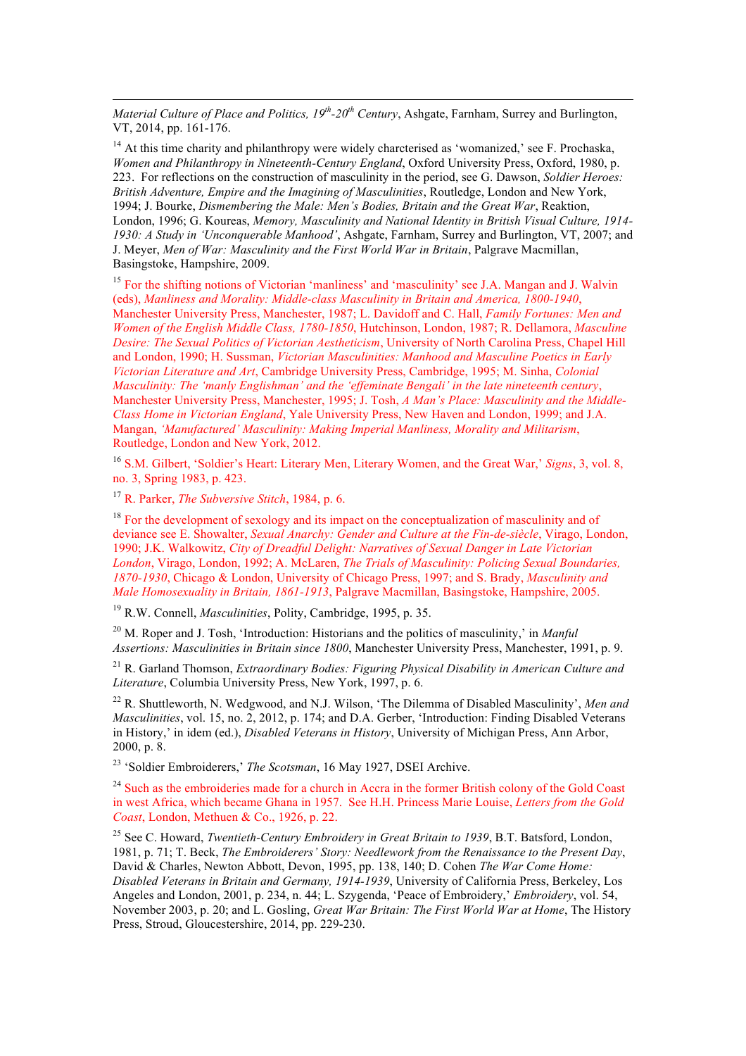*Material Culture of Place and Politics, 19th-20th Century*, Ashgate, Farnham, Surrey and Burlington, VT, 2014, pp. 161-176.

[14] At this time charity and philanthropy were widely charcterised as 'womanized,' see F. Prochaska, *Women and Philanthropy in Nineteenth-Century England*, Oxford University Press, Oxford, 1980, p. 223. For reflections on the construction of masculinity in the period, see G. Dawson, *Soldier Heroes: British Adventure, Empire and the Imagining of Masculinities*, Routledge, London and New York, 1994; J. Bourke, *Dismembering the Male: Men's Bodies, Britain and the Great War*, Reaktion, London, 1996; G. Koureas, *Memory, Masculinity and National Identity in British Visual Culture, 1914-1930: A Study in 'Unconquerable Manhood'*, Ashgate, Farnham, Surrey and Burlington, VT, 2007; and J. Meyer, *Men of War: Masculinity and the First World War in Britain*, Palgrave Macmillan, Basingstoke, Hampshire, 2009.

[15] For the shifting notions of Victorian 'manliness' and 'masculinity' see J.A. Mangan and J. Walvin (eds), *Manliness and Morality: Middle-class Masculinity in Britain and America, 1800-1940*, Manchester University Press, Manchester, 1987; L. Davidoff and C. Hall, *Family Fortunes: Men and Women of the English Middle Class, 1780-1850*, Hutchinson, London, 1987; R. Dellamora, *Masculine Desire: The Sexual Politics of Victorian Aestheticism*, University of North Carolina Press, Chapel Hill and London, 1990; H. Sussman, *Victorian Masculinities: Manhood and Masculine Poetics in Early Victorian Literature and Art*, Cambridge University Press, Cambridge, 1995; M. Sinha, *Colonial Masculinity: The 'manly Englishman' and the 'effeminate Bengali' in the late nineteenth century*, Manchester University Press, Manchester, 1995; J. Tosh, *A Man's Place: Masculinity and the Middle-Class Home in Victorian England*, Yale University Press, New Haven and London, 1999; and J.A. Mangan, *'Manufactured' Masculinity: Making Imperial Manliness, Morality and Militarism*, Routledge, London and New York, 2012.

[16] S.M. Gilbert, 'Soldier's Heart: Literary Men, Literary Women, and the Great War,' *Signs*, 3, vol. 8, no. 3, Spring 1983, p. 423.

[17] R. Parker, *The Subversive Stitch*, 1984, p. 6.

[18] For the development of sexology and its impact on the conceptualization of masculinity and of deviance see E. Showalter, *Sexual Anarchy: Gender and Culture at the Fin-de-siècle*, Virago, London, 1990; J.K. Walkowitz, *City of Dreadful Delight: Narratives of Sexual Danger in Late Victorian London*, Virago, London, 1992; A. McLaren, *The Trials of Masculinity: Policing Sexual Boundaries, 1870-1930*, Chicago & London, University of Chicago Press, 1997; and S. Brady, *Masculinity and Male Homosexuality in Britain, 1861-1913*, Palgrave Macmillan, Basingstoke, Hampshire, 2005.

[19] R.W. Connell, *Masculinities*, Polity, Cambridge, 1995, p. 35.

[20] M. Roper and J. Tosh, 'Introduction: Historians and the politics of masculinity,' in *Manful Assertions: Masculinities in Britain since 1800*, Manchester University Press, Manchester, 1991, p. 9.

[21] R. Garland Thomson, *Extraordinary Bodies: Figuring Physical Disability in American Culture and Literature*, Columbia University Press, New York, 1997, p. 6.

[22] R. Shuttleworth, N. Wedgwood, and N.J. Wilson, 'The Dilemma of Disabled Masculinity', *Men and Masculinities*, vol. 15, no. 2, 2012, p. 174; and D.A. Gerber, 'Introduction: Finding Disabled Veterans in History,' in idem (ed.), *Disabled Veterans in History*, University of Michigan Press, Ann Arbor, 2000, p. 8.

[23] 'Soldier Embroiderers,' *The Scotsman*, 16 May 1927, DSEI Archive.

[24] Such as the embroideries made for a church in Accra in the former British colony of the Gold Coast in west Africa, which became Ghana in 1957. See H.H. Princess Marie Louise, *Letters from the Gold Coast*, London, Methuen & Co., 1926, p. 22.

[25] See C. Howard, *Twentieth-Century Embroidery in Great Britain to 1939*, B.T. Batsford, London, 1981, p. 71; T. Beck, *The Embroiderers' Story: Needlework from the Renaissance to the Present Day*, David & Charles, Newton Abbott, Devon, 1995, pp. 138, 140; D. Cohen *The War Come Home: Disabled Veterans in Britain and Germany, 1914-1939*, University of California Press, Berkeley, Los Angeles and London, 2001, p. 234, n. 44; L. Szygenda, 'Peace of Embroidery,' *Embroidery*, vol. 54, November 2003, p. 20; and L. Gosling, *Great War Britain: The First World War at Home*, The History Press, Stroud, Gloucestershire, 2014, pp. 229-230.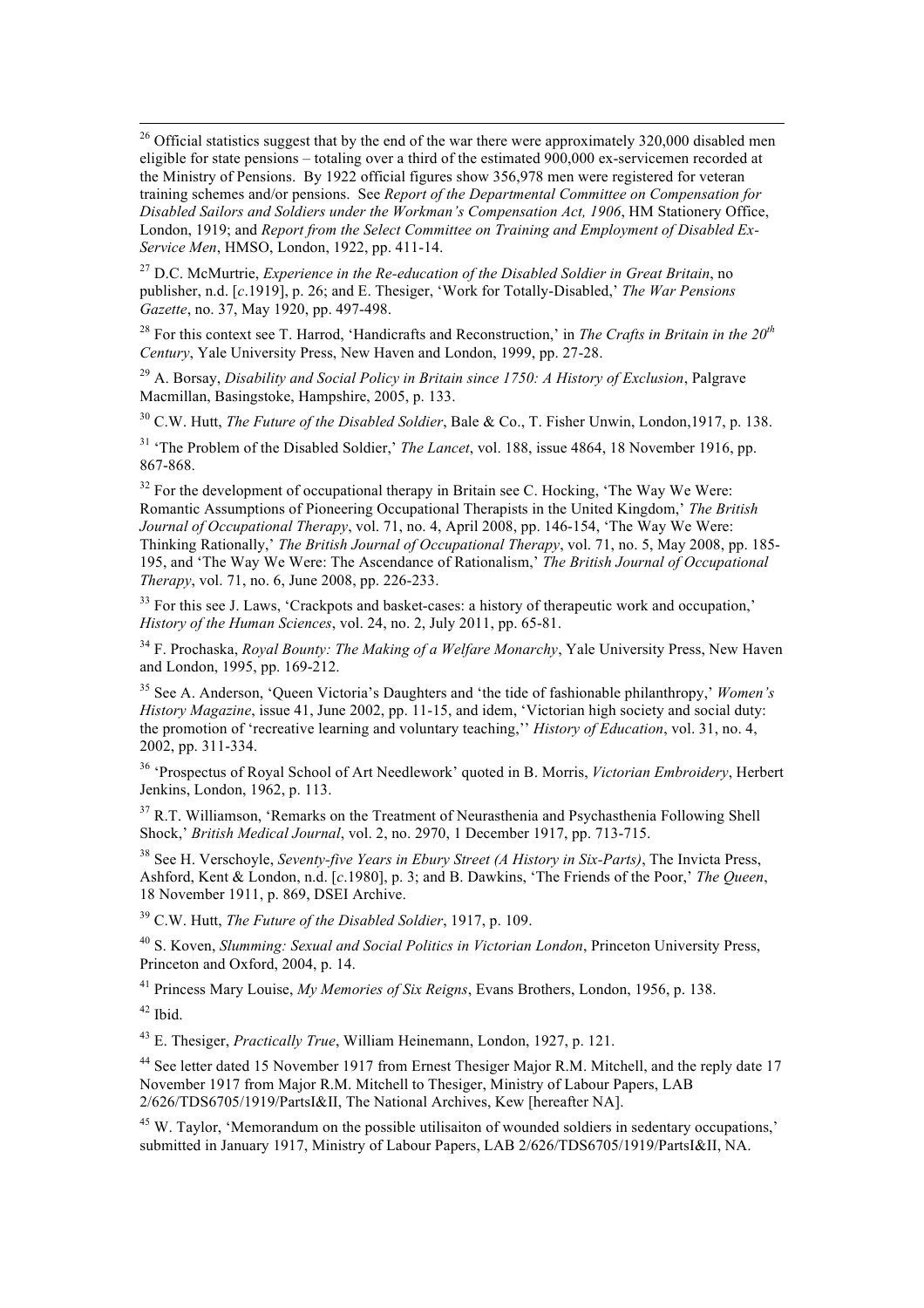[26] Official statistics suggest that by the end of the war there were approximately 320,000 disabled men eligible for state pensions – totaling over a third of the estimated 900,000 ex-servicemen recorded at the Ministry of Pensions. By 1922 official figures show 356,978 men were registered for veteran training schemes and/or pensions. See *Report of the Departmental Committee on Compensation for Disabled Sailors and Soldiers under the Workman's Compensation Act, 1906*, HM Stationery Office, London, 1919; and *Report from the Select Committee on Training and Employment of Disabled Ex-Service Men*, HMSO, London, 1922, pp. 411-14.

[27] D.C. McMurtrie, *Experience in the Re-education of the Disabled Soldier in Great Britain*, no publisher, n.d. [*c*.1919], p. 26; and E. Thesiger, 'Work for Totally-Disabled,' *The War Pensions Gazette*, no. 37, May 1920, pp. 497-498.

[28] For this context see T. Harrod, 'Handicrafts and Reconstruction,' in *The Crafts in Britain in the 20th Century*, Yale University Press, New Haven and London, 1999, pp. 27-28.

[29] A. Borsay, *Disability and Social Policy in Britain since 1750: A History of Exclusion*, Palgrave Macmillan, Basingstoke, Hampshire, 2005, p. 133.

[30] C.W. Hutt, *The Future of the Disabled Soldier*, Bale & Co., T. Fisher Unwin, London,1917, p. 138.

[31] 'The Problem of the Disabled Soldier,' *The Lancet*, vol. 188, issue 4864, 18 November 1916, pp. 867-868.

[32] For the development of occupational therapy in Britain see C. Hocking, 'The Way We Were: Romantic Assumptions of Pioneering Occupational Therapists in the United Kingdom,' *The British Journal of Occupational Therapy*, vol. 71, no. 4, April 2008, pp. 146-154, 'The Way We Were: Thinking Rationally,' *The British Journal of Occupational Therapy*, vol. 71, no. 5, May 2008, pp. 185-195, and 'The Way We Were: The Ascendance of Rationalism,' *The British Journal of Occupational Therapy*, vol. 71, no. 6, June 2008, pp. 226-233.

[33] For this see J. Laws, 'Crackpots and basket-cases: a history of therapeutic work and occupation,' *History of the Human Sciences*, vol. 24, no. 2, July 2011, pp. 65-81.

[34] F. Prochaska, *Royal Bounty: The Making of a Welfare Monarchy*, Yale University Press, New Haven and London, 1995, pp. 169-212.

[35] See A. Anderson, 'Queen Victoria's Daughters and 'the tide of fashionable philanthropy,' *Women's History Magazine*, issue 41, June 2002, pp. 11-15, and idem, 'Victorian high society and social duty: the promotion of 'recreative learning and voluntary teaching,'' *History of Education*, vol. 31, no. 4, 2002, pp. 311-334.

[36] 'Prospectus of Royal School of Art Needlework' quoted in B. Morris, *Victorian Embroidery*, Herbert Jenkins, London, 1962, p. 113.

[37] R.T. Williamson, 'Remarks on the Treatment of Neurasthenia and Psychasthenia Following Shell Shock,' *British Medical Journal*, vol. 2, no. 2970, 1 December 1917, pp. 713-715.

[38] See H. Verschoyle, *Seventy-five Years in Ebury Street (A History in Six-Parts)*, The Invicta Press, Ashford, Kent & London, n.d. [*c*.1980], p. 3; and B. Dawkins, 'The Friends of the Poor,' *The Queen*, 18 November 1911, p. 869, DSEI Archive.

[39] C.W. Hutt, *The Future of the Disabled Soldier*, 1917, p. 109.

[40] S. Koven, *Slumming: Sexual and Social Politics in Victorian London*, Princeton University Press, Princeton and Oxford, 2004, p. 14.

[41] Princess Mary Louise, *My Memories of Six Reigns*, Evans Brothers, London, 1956, p. 138.

[42] Ibid.

[43] E. Thesiger, *Practically True*, William Heinemann, London, 1927, p. 121.

[44] See letter dated 15 November 1917 from Ernest Thesiger Major R.M. Mitchell, and the reply date 17 November 1917 from Major R.M. Mitchell to Thesiger, Ministry of Labour Papers, LAB 2/626/TDS6705/1919/PartsI&II, The National Archives, Kew [hereafter NA].

[45] W. Taylor, 'Memorandum on the possible utilisaiton of wounded soldiers in sedentary occupations,' submitted in January 1917, Ministry of Labour Papers, LAB 2/626/TDS6705/1919/PartsI&II, NA.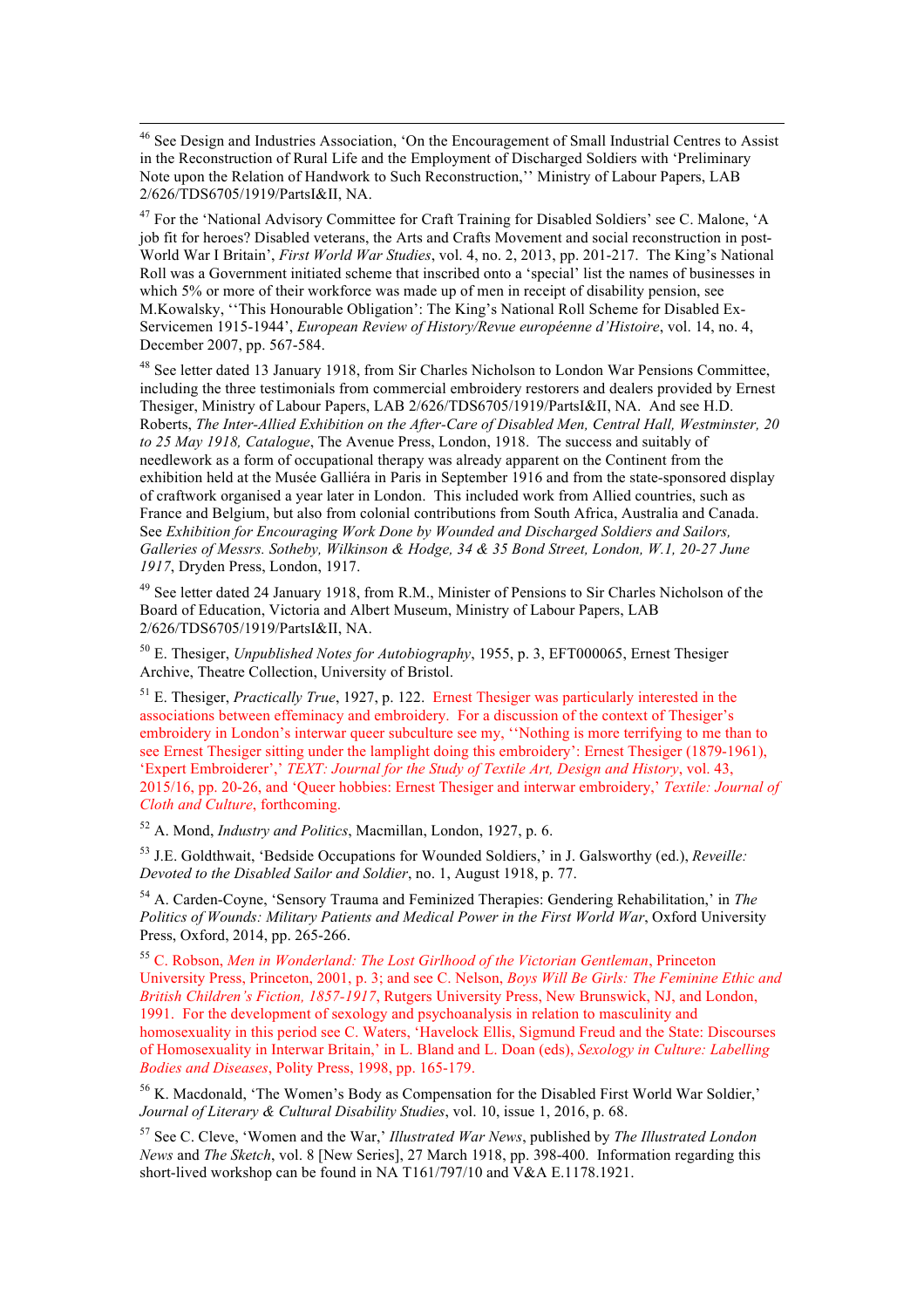[46] See Design and Industries Association, 'On the Encouragement of Small Industrial Centres to Assist in the Reconstruction of Rural Life and the Employment of Discharged Soldiers with 'Preliminary Note upon the Relation of Handwork to Such Reconstruction,'' Ministry of Labour Papers, LAB 2/626/TDS6705/1919/PartsI&II, NA.

[47] For the 'National Advisory Committee for Craft Training for Disabled Soldiers' see C. Malone, 'A job fit for heroes? Disabled veterans, the Arts and Crafts Movement and social reconstruction in post-World War I Britain', *First World War Studies*, vol. 4, no. 2, 2013, pp. 201-217. The King's National Roll was a Government initiated scheme that inscribed onto a 'special' list the names of businesses in which 5% or more of their workforce was made up of men in receipt of disability pension, see M.Kowalsky, ''This Honourable Obligation': The King's National Roll Scheme for Disabled Ex-Servicemen 1915-1944', *European Review of History/Revue européenne d'Histoire*, vol. 14, no. 4, December 2007, pp. 567-584.

[48] See letter dated 13 January 1918, from Sir Charles Nicholson to London War Pensions Committee, including the three testimonials from commercial embroidery restorers and dealers provided by Ernest Thesiger, Ministry of Labour Papers, LAB 2/626/TDS6705/1919/PartsI&II, NA. And see H.D. Roberts, *The Inter-Allied Exhibition on the After-Care of Disabled Men, Central Hall, Westminster, 20 to 25 May 1918, Catalogue*, The Avenue Press, London, 1918. The success and suitably of needlework as a form of occupational therapy was already apparent on the Continent from the exhibition held at the Musée Galliéra in Paris in September 1916 and from the state-sponsored display of craftwork organised a year later in London. This included work from Allied countries, such as France and Belgium, but also from colonial contributions from South Africa, Australia and Canada. See *Exhibition for Encouraging Work Done by Wounded and Discharged Soldiers and Sailors, Galleries of Messrs. Sotheby, Wilkinson & Hodge, 34 & 35 Bond Street, London, W.1, 20-27 June 1917*, Dryden Press, London, 1917.

[49] See letter dated 24 January 1918, from R.M., Minister of Pensions to Sir Charles Nicholson of the Board of Education, Victoria and Albert Museum, Ministry of Labour Papers, LAB 2/626/TDS6705/1919/PartsI&II, NA.

[50] E. Thesiger, *Unpublished Notes for Autobiography*, 1955, p. 3, EFT000065, Ernest Thesiger Archive, Theatre Collection, University of Bristol.

[51] E. Thesiger, *Practically True*, 1927, p. 122. Ernest Thesiger was particularly interested in the associations between effeminacy and embroidery. For a discussion of the context of Thesiger's embroidery in London's interwar queer subculture see my, ''Nothing is more terrifying to me than to see Ernest Thesiger sitting under the lamplight doing this embroidery': Ernest Thesiger (1879-1961), 'Expert Embroiderer',' *TEXT: Journal for the Study of Textile Art, Design and History*, vol. 43, 2015/16, pp. 20-26, and 'Queer hobbies: Ernest Thesiger and interwar embroidery,' *Textile: Journal of Cloth and Culture*, forthcoming.

[52] A. Mond, *Industry and Politics*, Macmillan, London, 1927, p. 6.

[53] J.E. Goldthwait, 'Bedside Occupations for Wounded Soldiers,' in J. Galsworthy (ed.), *Reveille: Devoted to the Disabled Sailor and Soldier*, no. 1, August 1918, p. 77.

[54] A. Carden-Coyne, 'Sensory Trauma and Feminized Therapies: Gendering Rehabilitation,' in *The Politics of Wounds: Military Patients and Medical Power in the First World War*, Oxford University Press, Oxford, 2014, pp. 265-266.

[55] C. Robson, *Men in Wonderland: The Lost Girlhood of the Victorian Gentleman*, Princeton University Press, Princeton, 2001, p. 3; and see C. Nelson, *Boys Will Be Girls: The Feminine Ethic and British Children's Fiction, 1857-1917*, Rutgers University Press, New Brunswick, NJ, and London, 1991. For the development of sexology and psychoanalysis in relation to masculinity and homosexuality in this period see C. Waters, 'Havelock Ellis, Sigmund Freud and the State: Discourses of Homosexuality in Interwar Britain,' in L. Bland and L. Doan (eds), *Sexology in Culture: Labelling Bodies and Diseases*, Polity Press, 1998, pp. 165-179.

[56] K. Macdonald, 'The Women's Body as Compensation for the Disabled First World War Soldier,' *Journal of Literary & Cultural Disability Studies*, vol. 10, issue 1, 2016, p. 68.

[57] See C. Cleve, 'Women and the War,' *Illustrated War News*, published by *The Illustrated London News* and *The Sketch*, vol. 8 [New Series], 27 March 1918, pp. 398-400. Information regarding this short-lived workshop can be found in NA T161/797/10 and V&A E.1178.1921.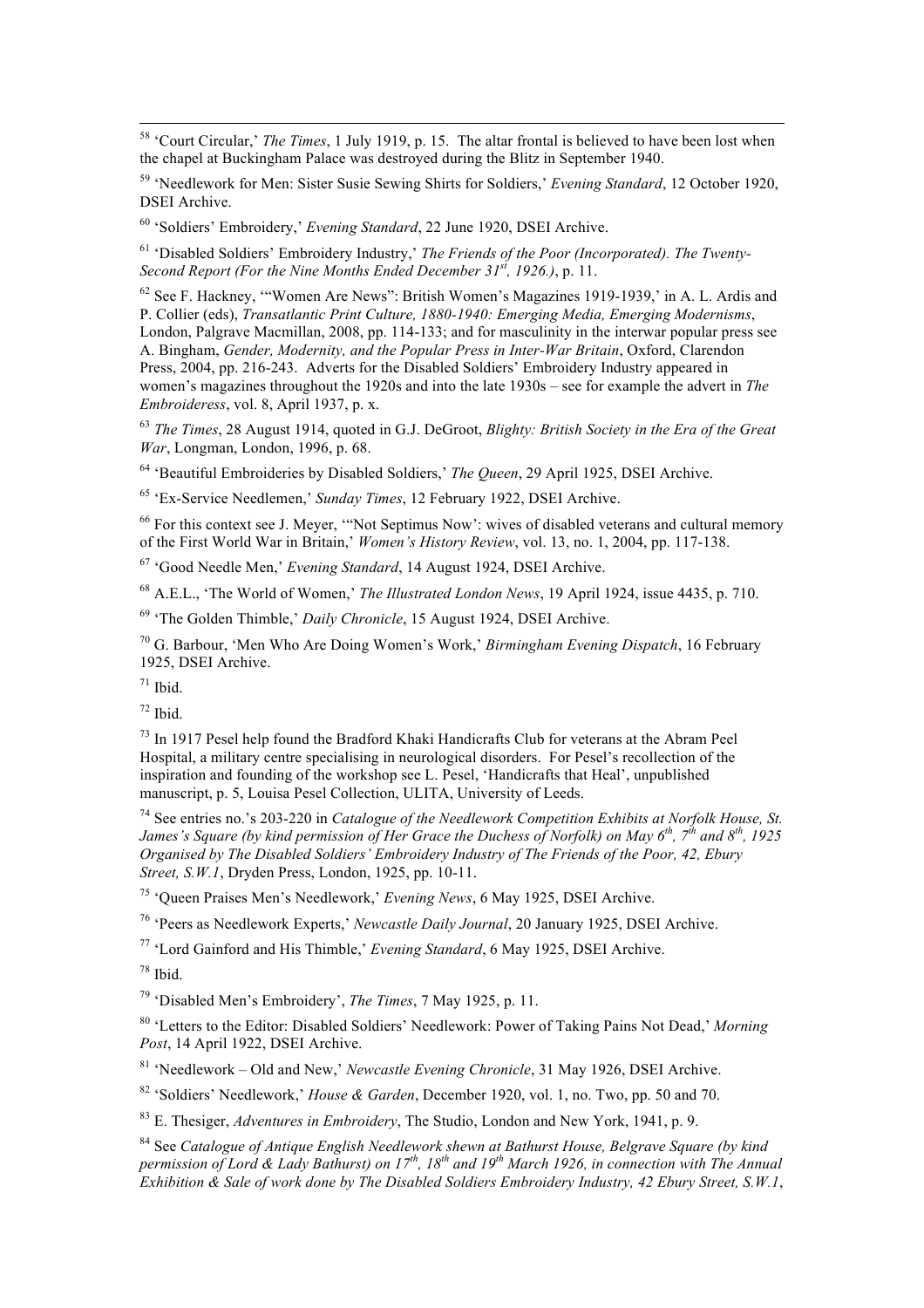[58] 'Court Circular,' *The Times*, 1 July 1919, p. 15. The altar frontal is believed to have been lost when the chapel at Buckingham Palace was destroyed during the Blitz in September 1940.

[59] 'Needlework for Men: Sister Susie Sewing Shirts for Soldiers,' *Evening Standard*, 12 October 1920, DSEI Archive.

[60] 'Soldiers' Embroidery,' *Evening Standard*, 22 June 1920, DSEI Archive.

[61] 'Disabled Soldiers' Embroidery Industry,' *The Friends of the Poor (Incorporated). The Twenty-Second Report (For the Nine Months Ended December 31st, 1926.)*, p. 11.

[62] See F. Hackney, '"Women Are News": British Women's Magazines 1919-1939,' in A. L. Ardis and P. Collier (eds), *Transatlantic Print Culture, 1880-1940: Emerging Media, Emerging Modernisms*, London, Palgrave Macmillan, 2008, pp. 114-133; and for masculinity in the interwar popular press see A. Bingham, *Gender, Modernity, and the Popular Press in Inter-War Britain*, Oxford, Clarendon Press, 2004, pp. 216-243. Adverts for the Disabled Soldiers' Embroidery Industry appeared in women's magazines throughout the 1920s and into the late 1930s – see for example the advert in *The Embroideress*, vol. 8, April 1937, p. x.

[63] *The Times*, 28 August 1914, quoted in G.J. DeGroot, *Blighty: British Society in the Era of the Great War*, Longman, London, 1996, p. 68.

[64] 'Beautiful Embroideries by Disabled Soldiers,' *The Queen*, 29 April 1925, DSEI Archive.

[65] 'Ex-Service Needlemen,' *Sunday Times*, 12 February 1922, DSEI Archive.

[66] For this context see J. Meyer, '"Not Septimus Now': wives of disabled veterans and cultural memory of the First World War in Britain,' *Women's History Review*, vol. 13, no. 1, 2004, pp. 117-138.

[67] 'Good Needle Men,' *Evening Standard*, 14 August 1924, DSEI Archive.

[68] A.E.L., 'The World of Women,' *The Illustrated London News*, 19 April 1924, issue 4435, p. 710.

[69] 'The Golden Thimble,' *Daily Chronicle*, 15 August 1924, DSEI Archive.

[70] G. Barbour, 'Men Who Are Doing Women's Work,' *Birmingham Evening Dispatch*, 16 February 1925, DSEI Archive.

[71] Ibid.

[72] Ibid.

[73] In 1917 Pesel help found the Bradford Khaki Handicrafts Club for veterans at the Abram Peel Hospital, a military centre specialising in neurological disorders. For Pesel's recollection of the inspiration and founding of the workshop see L. Pesel, 'Handicrafts that Heal', unpublished manuscript, p. 5, Louisa Pesel Collection, ULITA, University of Leeds.

[74] See entries no.'s 203-220 in *Catalogue of the Needlework Competition Exhibits at Norfolk House, St. James's Square (by kind permission of Her Grace the Duchess of Norfolk) on May 6th, 7th and 8th, 1925 Organised by The Disabled Soldiers' Embroidery Industry of The Friends of the Poor, 42, Ebury Street, S.W.1*, Dryden Press, London, 1925, pp. 10-11.

[75] 'Queen Praises Men's Needlework,' *Evening News*, 6 May 1925, DSEI Archive.

[76] 'Peers as Needlework Experts,' *Newcastle Daily Journal*, 20 January 1925, DSEI Archive.

[77] 'Lord Gainford and His Thimble,' *Evening Standard*, 6 May 1925, DSEI Archive.

[78] Ibid.

[79] 'Disabled Men's Embroidery', *The Times*, 7 May 1925, p. 11.

[80] 'Letters to the Editor: Disabled Soldiers' Needlework: Power of Taking Pains Not Dead,' *Morning Post*, 14 April 1922, DSEI Archive.

[81] 'Needlework – Old and New,' *Newcastle Evening Chronicle*, 31 May 1926, DSEI Archive.

[82] 'Soldiers' Needlework,' *House & Garden*, December 1920, vol. 1, no. Two, pp. 50 and 70.

[83] E. Thesiger, *Adventures in Embroidery*, The Studio, London and New York, 1941, p. 9.

[84] See *Catalogue of Antique English Needlework shewn at Bathurst House, Belgrave Square (by kind permission of Lord & Lady Bathurst) on 17th, 18th and 19th March 1926, in connection with The Annual Exhibition & Sale of work done by The Disabled Soldiers Embroidery Industry, 42 Ebury Street, S.W.1*,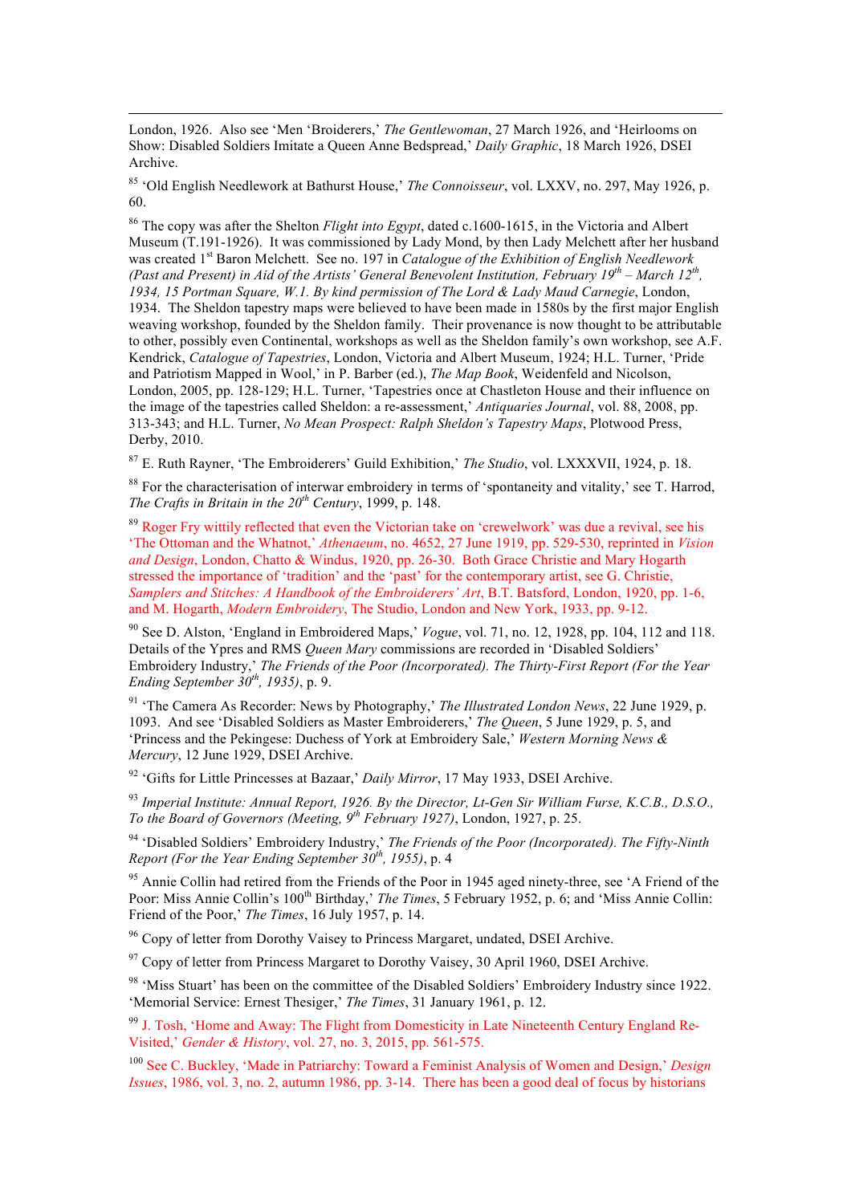London, 1926. Also see 'Men 'Broiderers,' *The Gentlewoman*, 27 March 1926, and 'Heirlooms on Show: Disabled Soldiers Imitate a Queen Anne Bedspread,' *Daily Graphic*, 18 March 1926, DSEI Archive.

[85] 'Old English Needlework at Bathurst House,' *The Connoisseur*, vol. LXXV, no. 297, May 1926, p. 60.

[86] The copy was after the Shelton *Flight into Egypt*, dated c.1600-1615, in the Victoria and Albert Museum (T.191-1926). It was commissioned by Lady Mond, by then Lady Melchett after her husband was created 1st Baron Melchett. See no. 197 in *Catalogue of the Exhibition of English Needlework (Past and Present) in Aid of the Artists' General Benevolent Institution, February 19th – March 12th, 1934, 15 Portman Square, W.1. By kind permission of The Lord & Lady Maud Carnegie*, London, 1934. The Sheldon tapestry maps were believed to have been made in 1580s by the first major English weaving workshop, founded by the Sheldon family. Their provenance is now thought to be attributable to other, possibly even Continental, workshops as well as the Sheldon family's own workshop, see A.F. Kendrick, *Catalogue of Tapestries*, London, Victoria and Albert Museum, 1924; H.L. Turner, 'Pride and Patriotism Mapped in Wool,' in P. Barber (ed.), *The Map Book*, Weidenfeld and Nicolson, London, 2005, pp. 128-129; H.L. Turner, 'Tapestries once at Chastleton House and their influence on the image of the tapestries called Sheldon: a re-assessment,' *Antiquaries Journal*, vol. 88, 2008, pp. 313-343; and H.L. Turner, *No Mean Prospect: Ralph Sheldon's Tapestry Maps*, Plotwood Press, Derby, 2010.

[87] E. Ruth Rayner, 'The Embroiderers' Guild Exhibition,' *The Studio*, vol. LXXXVII, 1924, p. 18.

[88] For the characterisation of interwar embroidery in terms of 'spontaneity and vitality,' see T. Harrod, *The Crafts in Britain in the 20th Century*, 1999, p. 148.

[89] Roger Fry wittily reflected that even the Victorian take on 'crewelwork' was due a revival, see his 'The Ottoman and the Whatnot,' *Athenaeum*, no. 4652, 27 June 1919, pp. 529-530, reprinted in *Vision and Design*, London, Chatto & Windus, 1920, pp. 26-30. Both Grace Christie and Mary Hogarth stressed the importance of 'tradition' and the 'past' for the contemporary artist, see G. Christie, *Samplers and Stitches: A Handbook of the Embroiderers' Art*, B.T. Batsford, London, 1920, pp. 1-6, and M. Hogarth, *Modern Embroidery*, The Studio, London and New York, 1933, pp. 9-12.

[90] See D. Alston, 'England in Embroidered Maps,' *Vogue*, vol. 71, no. 12, 1928, pp. 104, 112 and 118. Details of the Ypres and RMS *Queen Mary* commissions are recorded in 'Disabled Soldiers' Embroidery Industry,' *The Friends of the Poor (Incorporated). The Thirty-First Report (For the Year Ending September 30th, 1935)*, p. 9.

[91] 'The Camera As Recorder: News by Photography,' *The Illustrated London News*, 22 June 1929, p. 1093. And see 'Disabled Soldiers as Master Embroiderers,' *The Queen*, 5 June 1929, p. 5, and 'Princess and the Pekingese: Duchess of York at Embroidery Sale,' *Western Morning News & Mercury*, 12 June 1929, DSEI Archive.

[92] 'Gifts for Little Princesses at Bazaar,' *Daily Mirror*, 17 May 1933, DSEI Archive.

[93] *Imperial Institute: Annual Report, 1926. By the Director, Lt-Gen Sir William Furse, K.C.B., D.S.O., To the Board of Governors (Meeting, 9th February 1927)*, London, 1927, p. 25.

[94] 'Disabled Soldiers' Embroidery Industry,' *The Friends of the Poor (Incorporated). The Fifty-Ninth Report (For the Year Ending September 30th, 1955)*, p. 4

[95] Annie Collin had retired from the Friends of the Poor in 1945 aged ninety-three, see 'A Friend of the Poor: Miss Annie Collin's 100th Birthday,' *The Times*, 5 February 1952, p. 6; and 'Miss Annie Collin: Friend of the Poor,' *The Times*, 16 July 1957, p. 14.

[96] Copy of letter from Dorothy Vaisey to Princess Margaret, undated, DSEI Archive.

[97] Copy of letter from Princess Margaret to Dorothy Vaisey, 30 April 1960, DSEI Archive.

[98] 'Miss Stuart' has been on the committee of the Disabled Soldiers' Embroidery Industry since 1922. 'Memorial Service: Ernest Thesiger,' *The Times*, 31 January 1961, p. 12.

[99] J. Tosh, 'Home and Away: The Flight from Domesticity in Late Nineteenth Century England Re-Visited,' *Gender & History*, vol. 27, no. 3, 2015, pp. 561-575.

[100] See C. Buckley, 'Made in Patriarchy: Toward a Feminist Analysis of Women and Design,' *Design Issues*, 1986, vol. 3, no. 2, autumn 1986, pp. 3-14. There has been a good deal of focus by historians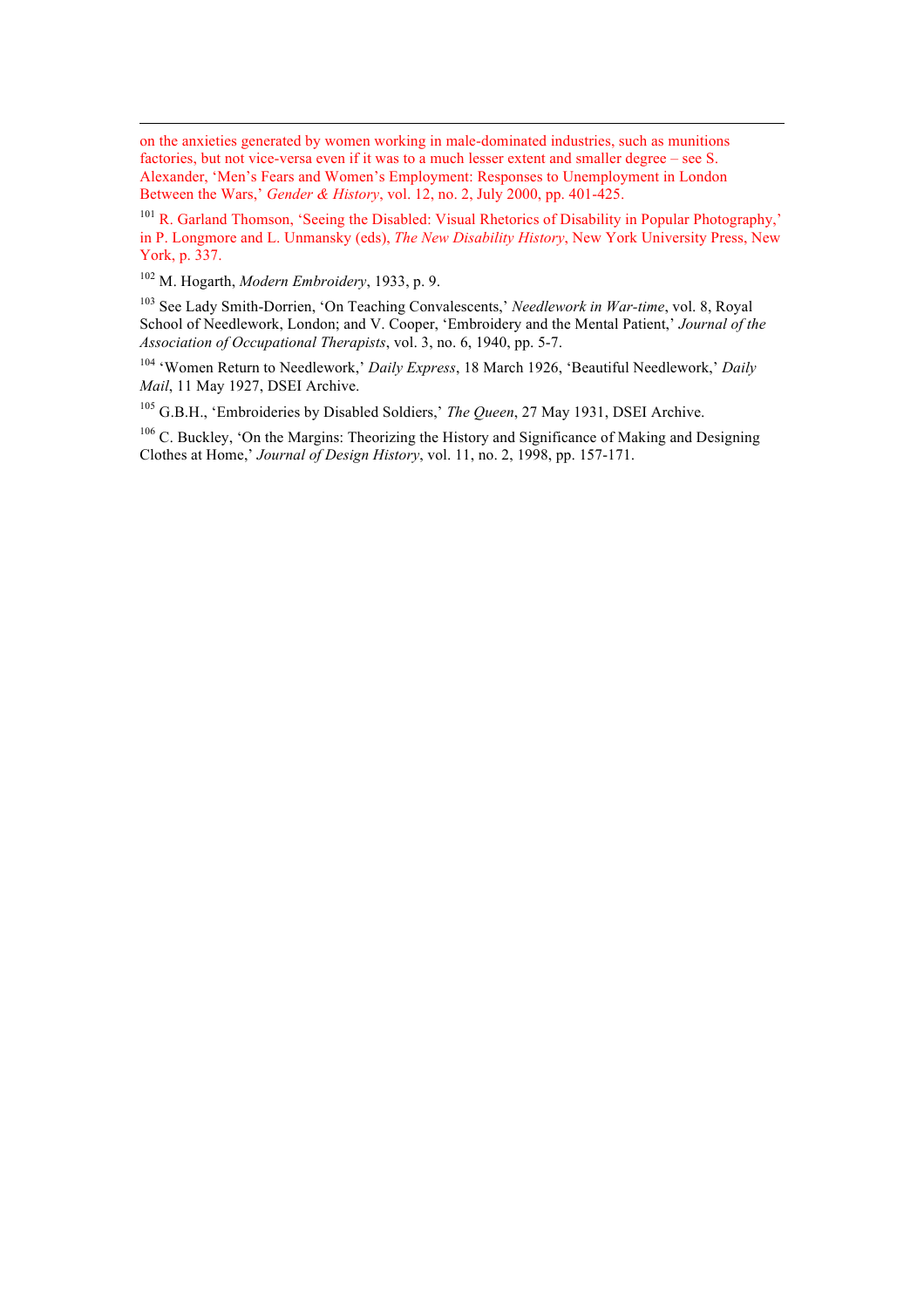on the anxieties generated by women working in male-dominated industries, such as munitions factories, but not vice-versa even if it was to a much lesser extent and smaller degree – see S. Alexander, 'Men's Fears and Women's Employment: Responses to Unemployment in London Between the Wars,' *Gender & History*, vol. 12, no. 2, July 2000, pp. 401-425.

[101] R. Garland Thomson, 'Seeing the Disabled: Visual Rhetorics of Disability in Popular Photography,' in P. Longmore and L. Unmansky (eds), *The New Disability History*, New York University Press, New York, p. 337.

[102] M. Hogarth, *Modern Embroidery*, 1933, p. 9.

[103] See Lady Smith-Dorrien, 'On Teaching Convalescents,' *Needlework in War-time*, vol. 8, Royal School of Needlework, London; and V. Cooper, 'Embroidery and the Mental Patient,' *Journal of the Association of Occupational Therapists*, vol. 3, no. 6, 1940, pp. 5-7.

[104] 'Women Return to Needlework,' *Daily Express*, 18 March 1926, 'Beautiful Needlework,' *Daily Mail*, 11 May 1927, DSEI Archive.

[105] G.B.H., 'Embroideries by Disabled Soldiers,' *The Queen*, 27 May 1931, DSEI Archive.

[106] C. Buckley, 'On the Margins: Theorizing the History and Significance of Making and Designing Clothes at Home,' *Journal of Design History*, vol. 11, no. 2, 1998, pp. 157-171.